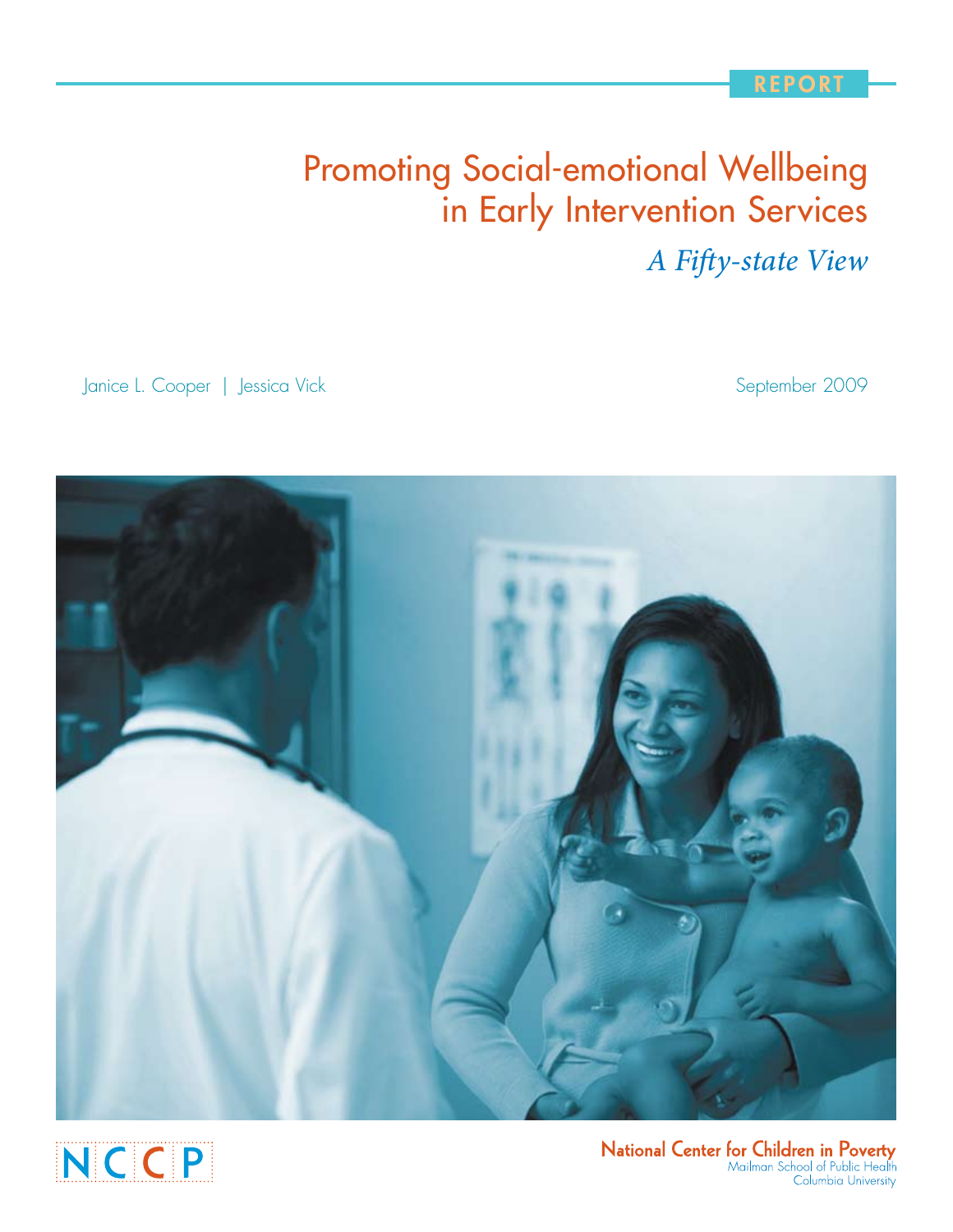REPORT

# Promoting Social-emotional Wellbeing in Early Intervention Services

## *A Fifty-state View*

Janice L. Cooper | Jessica Vick

September 2009

NCCP

National Center for Children in Poverty
Mailman School of Public Health
Columbia University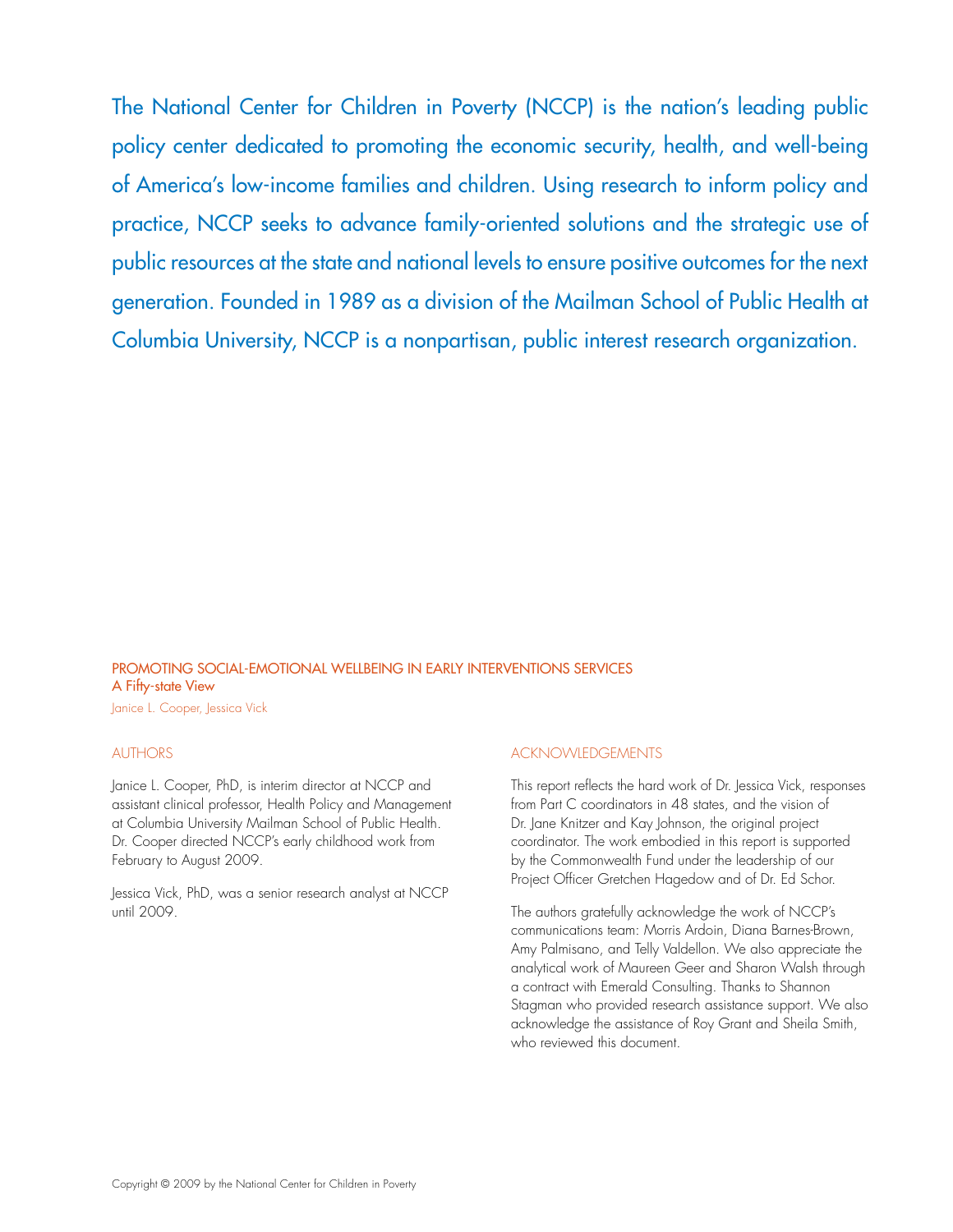The National Center for Children in Poverty (NCCP) is the nation's leading public policy center dedicated to promoting the economic security, health, and well-being of America's low-income families and children. Using research to inform policy and practice, NCCP seeks to advance family-oriented solutions and the strategic use of public resources at the state and national levels to ensure positive outcomes for the next generation. Founded in 1989 as a division of the Mailman School of Public Health at Columbia University, NCCP is a nonpartisan, public interest research organization.

PROMOTING SOCIAL-EMOTIONAL WELLBEING IN EARLY INTERVENTIONS SERVICES
A Fifty-state View
Janice L. Cooper, Jessica Vick

## AUTHORS

Janice L. Cooper, PhD, is interim director at NCCP and assistant clinical professor, Health Policy and Management at Columbia University Mailman School of Public Health. Dr. Cooper directed NCCP's early childhood work from February to August 2009.

Jessica Vick, PhD, was a senior research analyst at NCCP until 2009.

## ACKNOWLEDGEMENTS

This report reflects the hard work of Dr. Jessica Vick, responses from Part C coordinators in 48 states, and the vision of Dr. Jane Knitzer and Kay Johnson, the original project coordinator. The work embodied in this report is supported by the Commonwealth Fund under the leadership of our Project Officer Gretchen Hagedow and of Dr. Ed Schor.

The authors gratefully acknowledge the work of NCCP's communications team: Morris Ardoin, Diana Barnes-Brown, Amy Palmisano, and Telly Valdellon. We also appreciate the analytical work of Maureen Geer and Sharon Walsh through a contract with Emerald Consulting. Thanks to Shannon Stagman who provided research assistance support. We also acknowledge the assistance of Roy Grant and Sheila Smith, who reviewed this document.

Copyright © 2009 by the National Center for Children in Poverty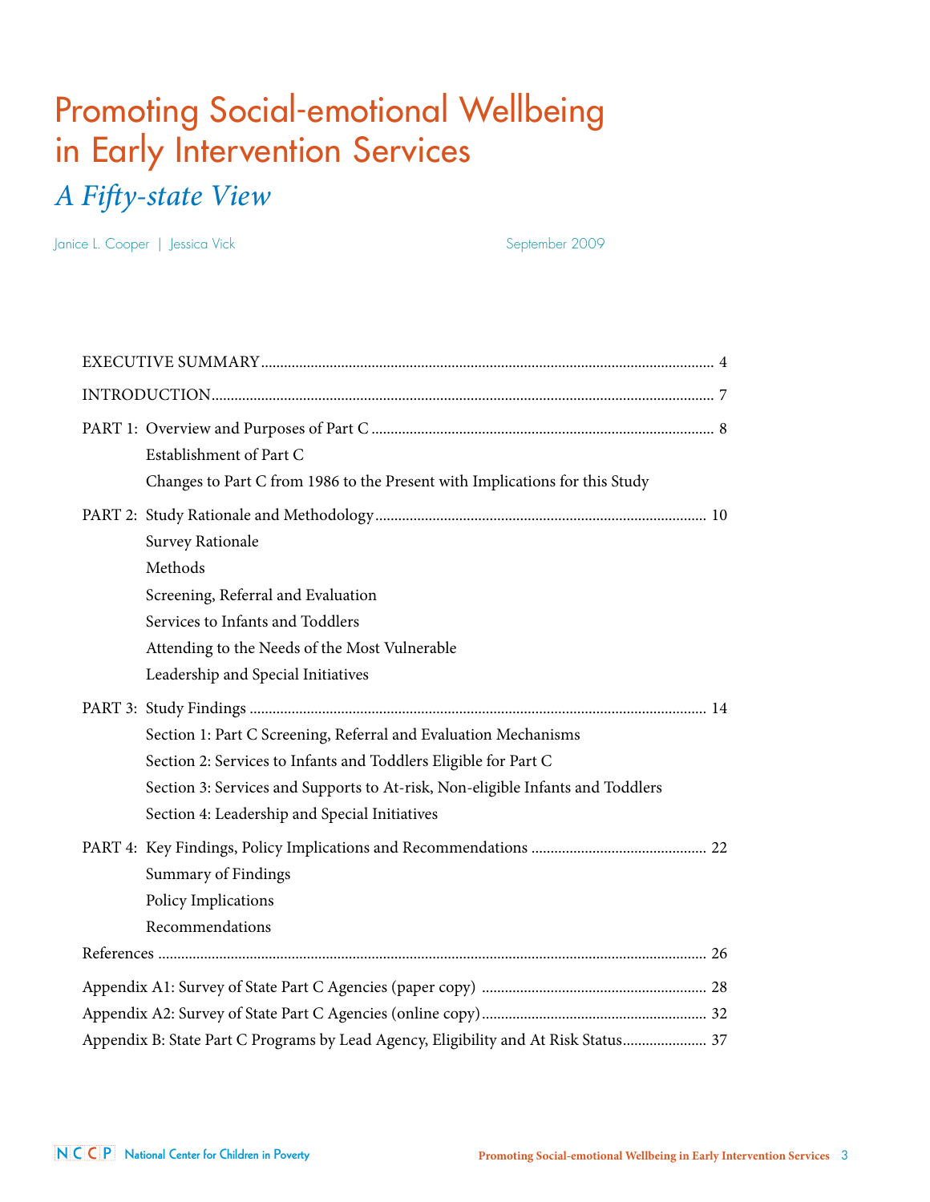# Promoting Social-emotional Wellbeing in Early Intervention Services

## *A Fifty-state View*

Janice L. Cooper | Jessica Vick

September 2009

EXECUTIVE SUMMARY .................................................................................................. 4

INTRODUCTION ........................................................................................................... 7

PART 1: Overview and Purposes of Part C ..................................................................... 8

- Establishment of Part C
- Changes to Part C from 1986 to the Present with Implications for this Study

PART 2: Study Rationale and Methodology ..................................................................... 10

- Survey Rationale
- Methods
- Screening, Referral and Evaluation
- Services to Infants and Toddlers
- Attending to the Needs of the Most Vulnerable
- Leadership and Special Initiatives

PART 3: Study Findings ................................................................................................. 14

- Section 1: Part C Screening, Referral and Evaluation Mechanisms
- Section 2: Services to Infants and Toddlers Eligible for Part C
- Section 3: Services and Supports to At-risk, Non-eligible Infants and Toddlers
- Section 4: Leadership and Special Initiatives

PART 4: Key Findings, Policy Implications and Recommendations ................................... 22

- Summary of Findings
- Policy Implications
- Recommendations

References ..................................................................................................................... 26

Appendix A1: Survey of State Part C Agencies (paper copy) ............................................. 28

Appendix A2: Survey of State Part C Agencies (online copy) ............................................ 32

Appendix B: State Part C Programs by Lead Agency, Eligibility and At Risk Status ............ 37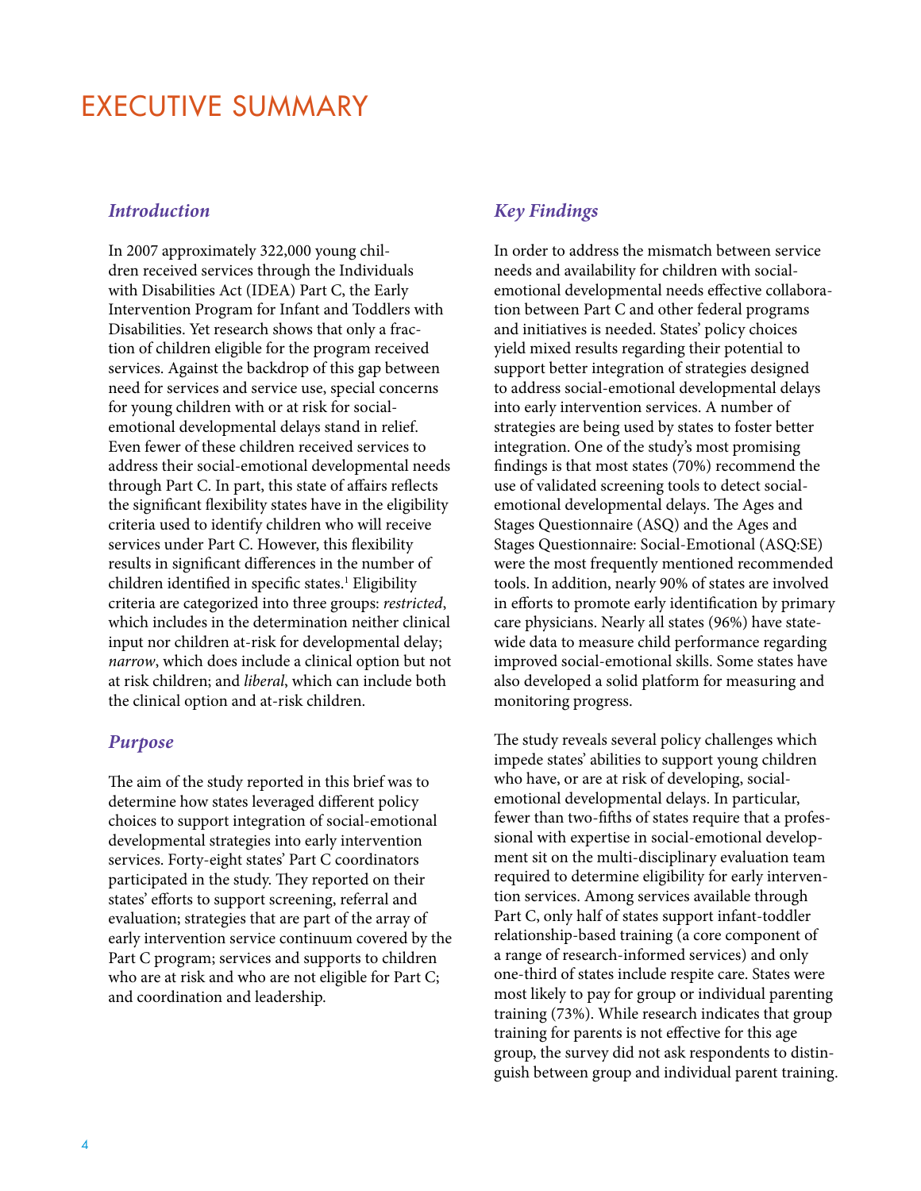# EXECUTIVE SUMMARY

### *Introduction*

In 2007 approximately 322,000 young children received services through the Individuals with Disabilities Act (IDEA) Part C, the Early Intervention Program for Infant and Toddlers with Disabilities. Yet research shows that only a fraction of children eligible for the program received services. Against the backdrop of this gap between need for services and service use, special concerns for young children with or at risk for social-emotional developmental delays stand in relief. Even fewer of these children received services to address their social-emotional developmental needs through Part C. In part, this state of affairs reflects the significant flexibility states have in the eligibility criteria used to identify children who will receive services under Part C. However, this flexibility results in significant differences in the number of children identified in specific states.[1] Eligibility criteria are categorized into three groups: *restricted*, which includes in the determination neither clinical input nor children at-risk for developmental delay; *narrow*, which does include a clinical option but not at risk children; and *liberal*, which can include both the clinical option and at-risk children.

### *Purpose*

The aim of the study reported in this brief was to determine how states leveraged different policy choices to support integration of social-emotional developmental strategies into early intervention services. Forty-eight states' Part C coordinators participated in the study. They reported on their states' efforts to support screening, referral and evaluation; strategies that are part of the array of early intervention service continuum covered by the Part C program; services and supports to children who are at risk and who are not eligible for Part C; and coordination and leadership.

### *Key Findings*

In order to address the mismatch between service needs and availability for children with social-emotional developmental needs effective collaboration between Part C and other federal programs and initiatives is needed. States' policy choices yield mixed results regarding their potential to support better integration of strategies designed to address social-emotional developmental delays into early intervention services. A number of strategies are being used by states to foster better integration. One of the study's most promising findings is that most states (70%) recommend the use of validated screening tools to detect social-emotional developmental delays. The Ages and Stages Questionnaire (ASQ) and the Ages and Stages Questionnaire: Social-Emotional (ASQ:SE) were the most frequently mentioned recommended tools. In addition, nearly 90% of states are involved in efforts to promote early identification by primary care physicians. Nearly all states (96%) have statewide data to measure child performance regarding improved social-emotional skills. Some states have also developed a solid platform for measuring and monitoring progress.

The study reveals several policy challenges which impede states' abilities to support young children who have, or are at risk of developing, social-emotional developmental delays. In particular, fewer than two-fifths of states require that a professional with expertise in social-emotional development sit on the multi-disciplinary evaluation team required to determine eligibility for early intervention services. Among services available through Part C, only half of states support infant-toddler relationship-based training (a core component of a range of research-informed services) and only one-third of states include respite care. States were most likely to pay for group or individual parenting training (73%). While research indicates that group training for parents is not effective for this age group, the survey did not ask respondents to distinguish between group and individual parent training.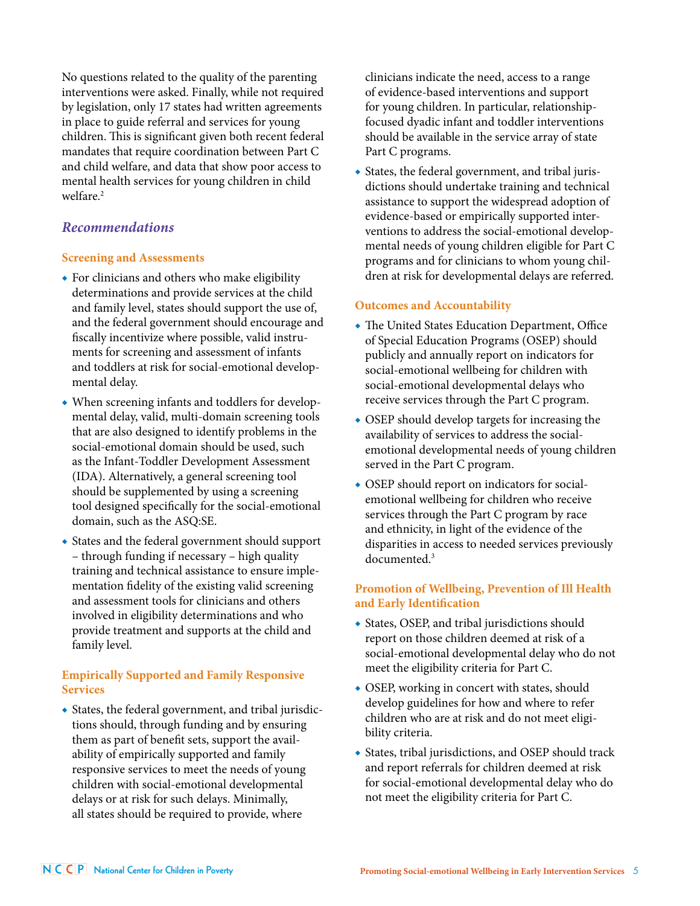No questions related to the quality of the parenting interventions were asked. Finally, while not required by legislation, only 17 states had written agreements in place to guide referral and services for young children. This is significant given both recent federal mandates that require coordination between Part C and child welfare, and data that show poor access to mental health services for young children in child welfare.[2]

## *Recommendations*

### Screening and Assessments

- For clinicians and others who make eligibility determinations and provide services at the child and family level, states should support the use of, and the federal government should encourage and fiscally incentivize where possible, valid instruments for screening and assessment of infants and toddlers at risk for social-emotional developmental delay.
- When screening infants and toddlers for developmental delay, valid, multi-domain screening tools that are also designed to identify problems in the social-emotional domain should be used, such as the Infant-Toddler Development Assessment (IDA). Alternatively, a general screening tool should be supplemented by using a screening tool designed specifically for the social-emotional domain, such as the ASQ:SE.
- States and the federal government should support – through funding if necessary – high quality training and technical assistance to ensure implementation fidelity of the existing valid screening and assessment tools for clinicians and others involved in eligibility determinations and who provide treatment and supports at the child and family level.

### Empirically Supported and Family Responsive Services

- States, the federal government, and tribal jurisdictions should, through funding and by ensuring them as part of benefit sets, support the availability of empirically supported and family responsive services to meet the needs of young children with social-emotional developmental delays or at risk for such delays. Minimally, all states should be required to provide, where clinicians indicate the need, access to a range of evidence-based interventions and support for young children. In particular, relationship-focused dyadic infant and toddler interventions should be available in the service array of state Part C programs.
- States, the federal government, and tribal jurisdictions should undertake training and technical assistance to support the widespread adoption of evidence-based or empirically supported interventions to address the social-emotional developmental needs of young children eligible for Part C programs and for clinicians to whom young children at risk for developmental delays are referred.

### Outcomes and Accountability

- The United States Education Department, Office of Special Education Programs (OSEP) should publicly and annually report on indicators for social-emotional wellbeing for children with social-emotional developmental delays who receive services through the Part C program.
- OSEP should develop targets for increasing the availability of services to address the social-emotional developmental needs of young children served in the Part C program.
- OSEP should report on indicators for social-emotional wellbeing for children who receive services through the Part C program by race and ethnicity, in light of the evidence of the disparities in access to needed services previously documented.[3]

### Promotion of Wellbeing, Prevention of Ill Health and Early Identification

- States, OSEP, and tribal jurisdictions should report on those children deemed at risk of a social-emotional developmental delay who do not meet the eligibility criteria for Part C.
- OSEP, working in concert with states, should develop guidelines for how and where to refer children who are at risk and do not meet eligibility criteria.
- States, tribal jurisdictions, and OSEP should track and report referrals for children deemed at risk for social-emotional developmental delay who do not meet the eligibility criteria for Part C.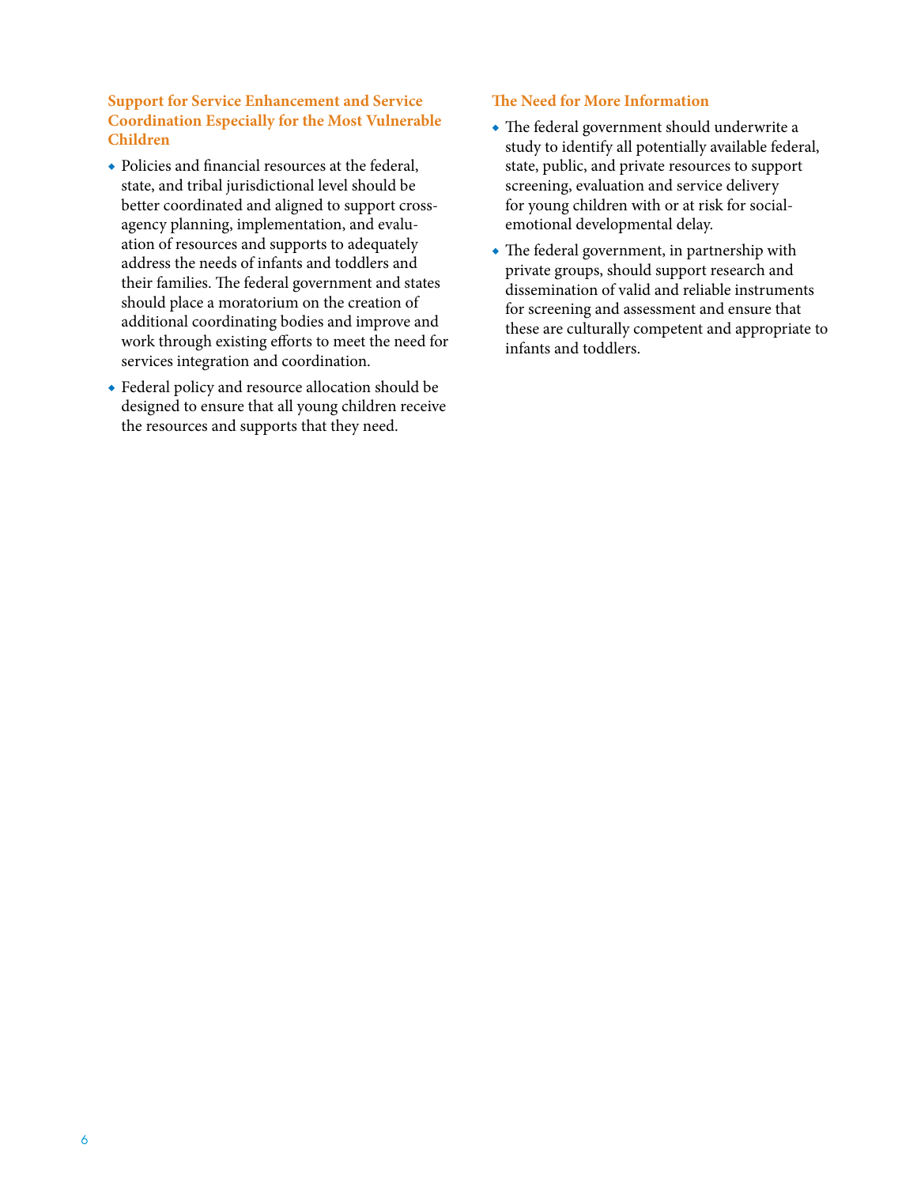### Support for Service Enhancement and Service Coordination Especially for the Most Vulnerable Children

- Policies and financial resources at the federal, state, and tribal jurisdictional level should be better coordinated and aligned to support cross-agency planning, implementation, and evaluation of resources and supports to adequately address the needs of infants and toddlers and their families. The federal government and states should place a moratorium on the creation of additional coordinating bodies and improve and work through existing efforts to meet the need for services integration and coordination.
- Federal policy and resource allocation should be designed to ensure that all young children receive the resources and supports that they need.

### The Need for More Information

- The federal government should underwrite a study to identify all potentially available federal, state, public, and private resources to support screening, evaluation and service delivery for young children with or at risk for social-emotional developmental delay.
- The federal government, in partnership with private groups, should support research and dissemination of valid and reliable instruments for screening and assessment and ensure that these are culturally competent and appropriate to infants and toddlers.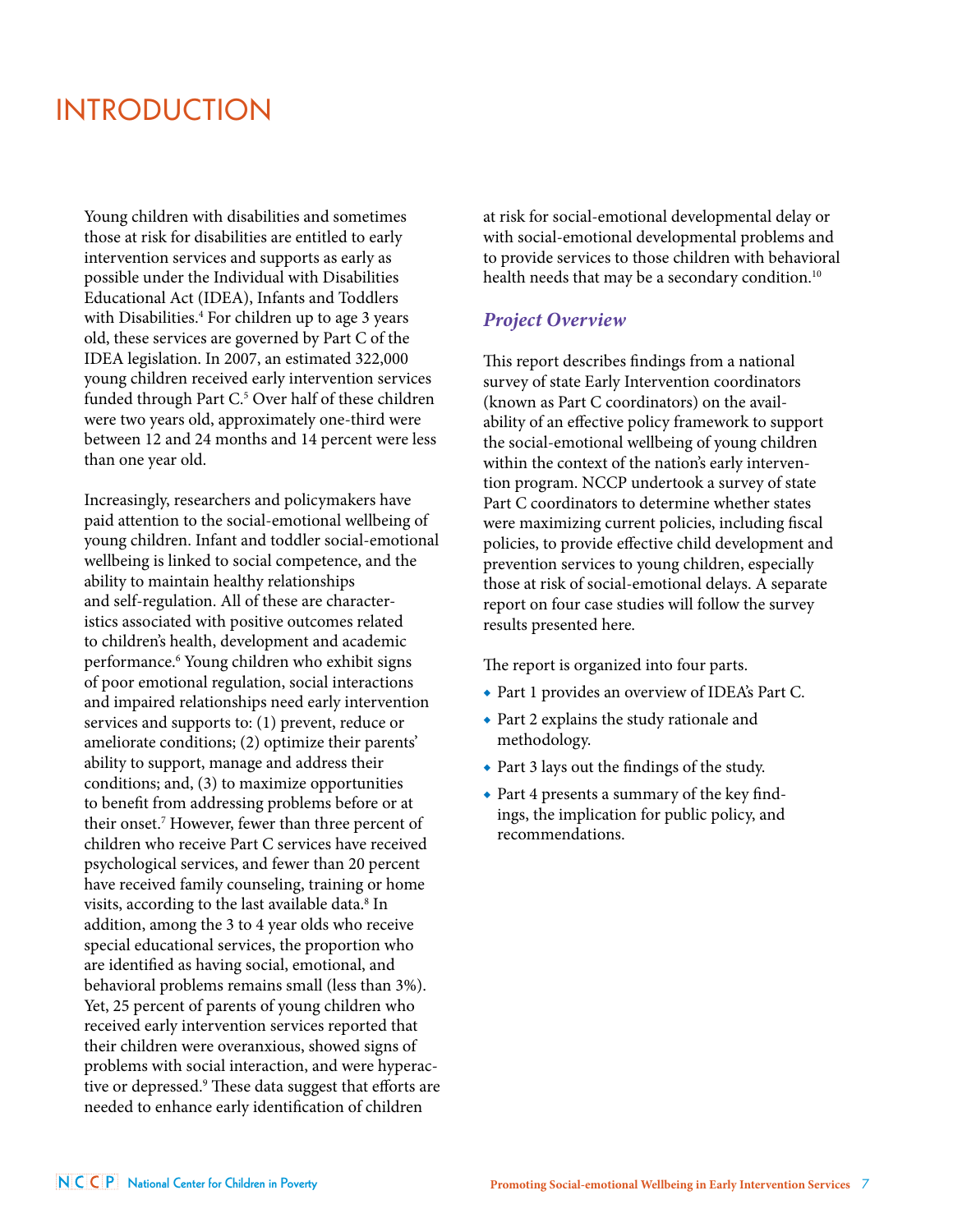# INTRODUCTION

Young children with disabilities and sometimes those at risk for disabilities are entitled to early intervention services and supports as early as possible under the Individual with Disabilities Educational Act (IDEA), Infants and Toddlers with Disabilities.[4] For children up to age 3 years old, these services are governed by Part C of the IDEA legislation. In 2007, an estimated 322,000 young children received early intervention services funded through Part C.[5] Over half of these children were two years old, approximately one-third were between 12 and 24 months and 14 percent were less than one year old.

Increasingly, researchers and policymakers have paid attention to the social-emotional wellbeing of young children. Infant and toddler social-emotional wellbeing is linked to social competence, and the ability to maintain healthy relationships and self-regulation. All of these are characteristics associated with positive outcomes related to children's health, development and academic performance.[6] Young children who exhibit signs of poor emotional regulation, social interactions and impaired relationships need early intervention services and supports to: (1) prevent, reduce or ameliorate conditions; (2) optimize their parents' ability to support, manage and address their conditions; and, (3) to maximize opportunities to benefit from addressing problems before or at their onset.[7] However, fewer than three percent of children who receive Part C services have received psychological services, and fewer than 20 percent have received family counseling, training or home visits, according to the last available data.[8] In addition, among the 3 to 4 year olds who receive special educational services, the proportion who are identified as having social, emotional, and behavioral problems remains small (less than 3%). Yet, 25 percent of parents of young children who received early intervention services reported that their children were overanxious, showed signs of problems with social interaction, and were hyperactive or depressed.[9] These data suggest that efforts are needed to enhance early identification of children at risk for social-emotional developmental delay or with social-emotional developmental problems and to provide services to those children with behavioral health needs that may be a secondary condition.[10]

### *Project Overview*

This report describes findings from a national survey of state Early Intervention coordinators (known as Part C coordinators) on the availability of an effective policy framework to support the social-emotional wellbeing of young children within the context of the nation's early intervention program. NCCP undertook a survey of state Part C coordinators to determine whether states were maximizing current policies, including fiscal policies, to provide effective child development and prevention services to young children, especially those at risk of social-emotional delays. A separate report on four case studies will follow the survey results presented here.

The report is organized into four parts.

- Part 1 provides an overview of IDEA's Part C.
- Part 2 explains the study rationale and methodology.
- Part 3 lays out the findings of the study.
- Part 4 presents a summary of the key findings, the implication for public policy, and recommendations.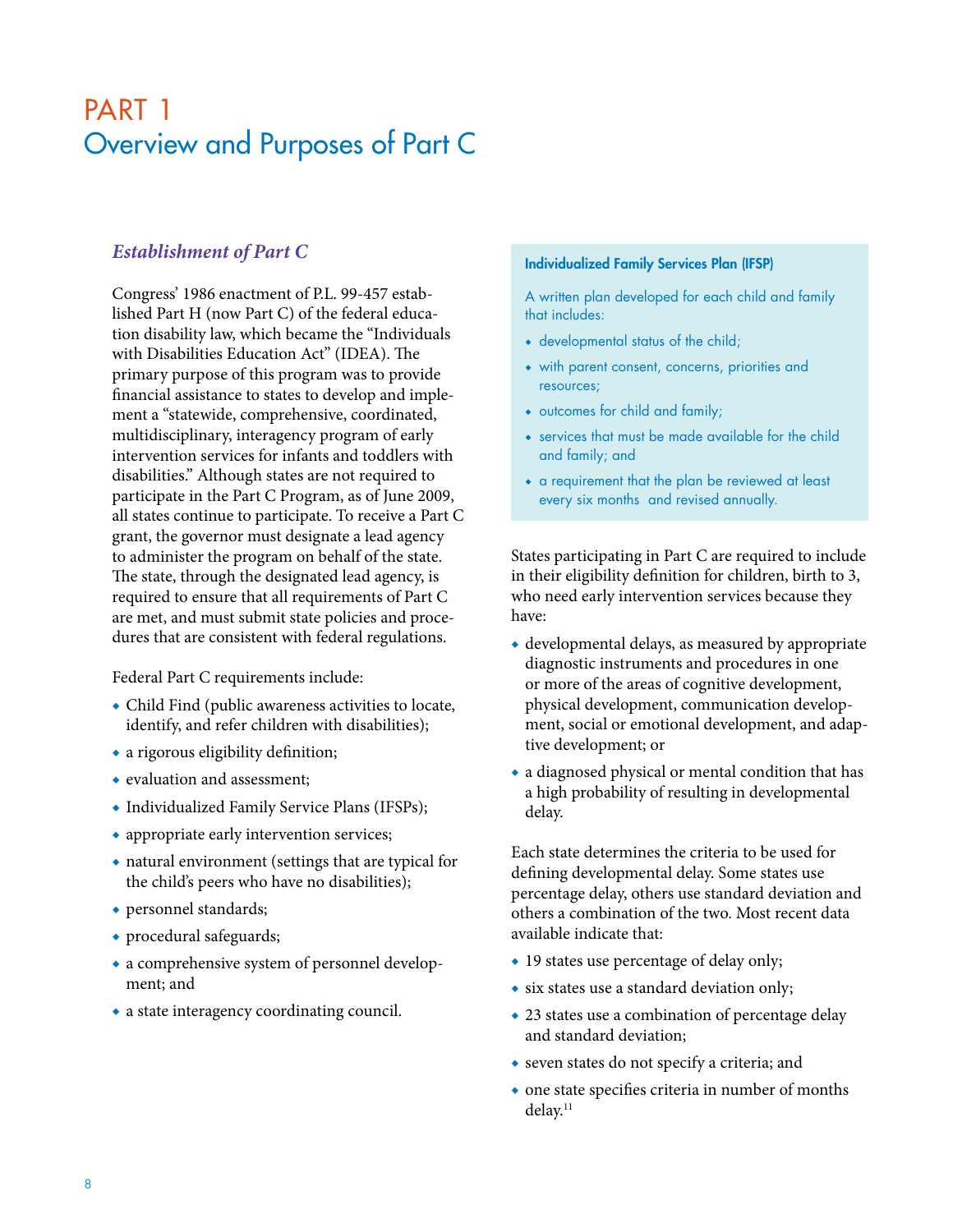# PART 1
# Overview and Purposes of Part C

### *Establishment of Part C*

Congress' 1986 enactment of P.L. 99-457 established Part H (now Part C) of the federal education disability law, which became the "Individuals with Disabilities Education Act" (IDEA). The primary purpose of this program was to provide financial assistance to states to develop and implement a "statewide, comprehensive, coordinated, multidisciplinary, interagency program of early intervention services for infants and toddlers with disabilities." Although states are not required to participate in the Part C Program, as of June 2009, all states continue to participate. To receive a Part C grant, the governor must designate a lead agency to administer the program on behalf of the state. The state, through the designated lead agency, is required to ensure that all requirements of Part C are met, and must submit state policies and procedures that are consistent with federal regulations.

Federal Part C requirements include:

- Child Find (public awareness activities to locate, identify, and refer children with disabilities);
- a rigorous eligibility definition;
- evaluation and assessment;
- Individualized Family Service Plans (IFSPs);
- appropriate early intervention services;
- natural environment (settings that are typical for the child's peers who have no disabilities);
- personnel standards;
- procedural safeguards;
- a comprehensive system of personnel development; and
- a state interagency coordinating council.

**Individualized Family Services Plan (IFSP)**

A written plan developed for each child and family that includes:

- developmental status of the child;
- with parent consent, concerns, priorities and resources;
- outcomes for child and family;
- services that must be made available for the child and family; and
- a requirement that the plan be reviewed at least every six months and revised annually.

States participating in Part C are required to include in their eligibility definition for children, birth to 3, who need early intervention services because they have:

- developmental delays, as measured by appropriate diagnostic instruments and procedures in one or more of the areas of cognitive development, physical development, communication development, social or emotional development, and adaptive development; or
- a diagnosed physical or mental condition that has a high probability of resulting in developmental delay.

Each state determines the criteria to be used for defining developmental delay. Some states use percentage delay, others use standard deviation and others a combination of the two. Most recent data available indicate that:

- 19 states use percentage of delay only;
- six states use a standard deviation only;
- 23 states use a combination of percentage delay and standard deviation;
- seven states do not specify a criteria; and
- one state specifies criteria in number of months delay.[11]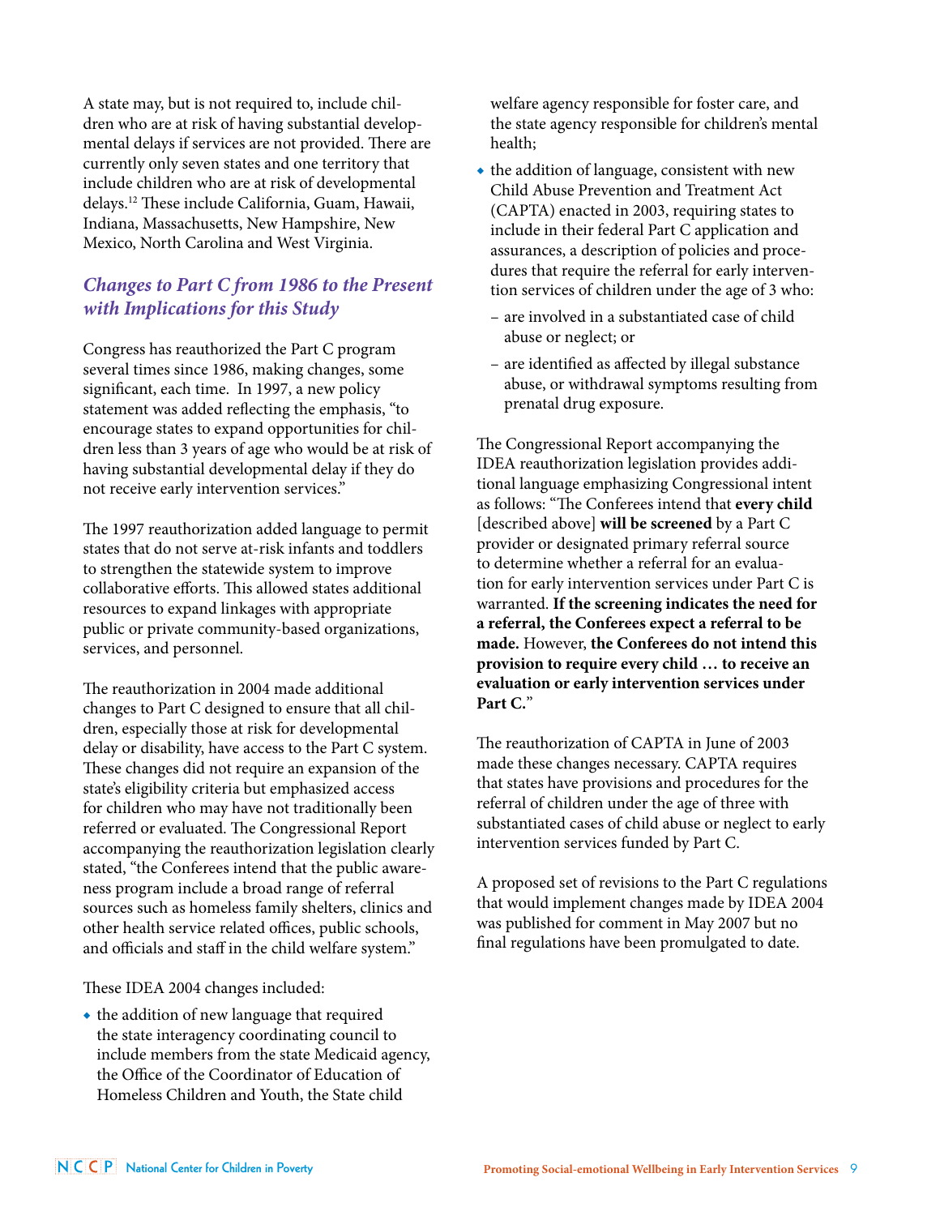A state may, but is not required to, include children who are at risk of having substantial developmental delays if services are not provided. There are currently only seven states and one territory that include children who are at risk of developmental delays.[12] These include California, Guam, Hawaii, Indiana, Massachusetts, New Hampshire, New Mexico, North Carolina and West Virginia.

### *Changes to Part C from 1986 to the Present with Implications for this Study*

Congress has reauthorized the Part C program several times since 1986, making changes, some significant, each time. In 1997, a new policy statement was added reflecting the emphasis, "to encourage states to expand opportunities for children less than 3 years of age who would be at risk of having substantial developmental delay if they do not receive early intervention services."

The 1997 reauthorization added language to permit states that do not serve at-risk infants and toddlers to strengthen the statewide system to improve collaborative efforts. This allowed states additional resources to expand linkages with appropriate public or private community-based organizations, services, and personnel.

The reauthorization in 2004 made additional changes to Part C designed to ensure that all children, especially those at risk for developmental delay or disability, have access to the Part C system. These changes did not require an expansion of the state's eligibility criteria but emphasized access for children who may have not traditionally been referred or evaluated. The Congressional Report accompanying the reauthorization legislation clearly stated, "the Conferees intend that the public awareness program include a broad range of referral sources such as homeless family shelters, clinics and other health service related offices, public schools, and officials and staff in the child welfare system."

These IDEA 2004 changes included:

- the addition of new language that required the state interagency coordinating council to include members from the state Medicaid agency, the Office of the Coordinator of Education of Homeless Children and Youth, the State child welfare agency responsible for foster care, and the state agency responsible for children's mental health;
- the addition of language, consistent with new Child Abuse Prevention and Treatment Act (CAPTA) enacted in 2003, requiring states to include in their federal Part C application and assurances, a description of policies and procedures that require the referral for early intervention services of children under the age of 3 who:
  - are involved in a substantiated case of child abuse or neglect; or
  - are identified as affected by illegal substance abuse, or withdrawal symptoms resulting from prenatal drug exposure.

The Congressional Report accompanying the IDEA reauthorization legislation provides additional language emphasizing Congressional intent as follows: "The Conferees intend that **every child** [described above] **will be screened** by a Part C provider or designated primary referral source to determine whether a referral for an evaluation for early intervention services under Part C is warranted. **If the screening indicates the need for a referral, the Conferees expect a referral to be made.** However, **the Conferees do not intend this provision to require every child … to receive an evaluation or early intervention services under Part C.**"

The reauthorization of CAPTA in June of 2003 made these changes necessary. CAPTA requires that states have provisions and procedures for the referral of children under the age of three with substantiated cases of child abuse or neglect to early intervention services funded by Part C.

A proposed set of revisions to the Part C regulations that would implement changes made by IDEA 2004 was published for comment in May 2007 but no final regulations have been promulgated to date.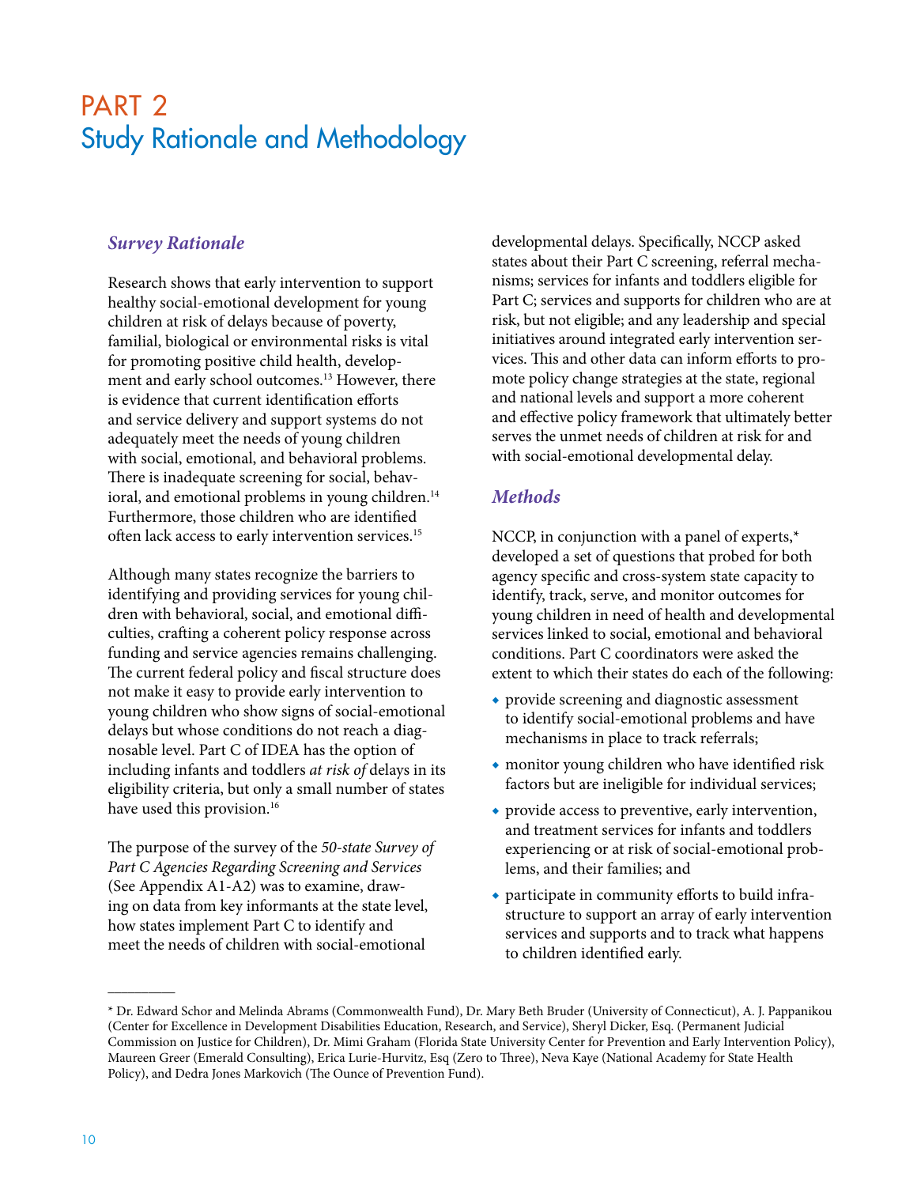# PART 2
# Study Rationale and Methodology

### *Survey Rationale*

Research shows that early intervention to support healthy social-emotional development for young children at risk of delays because of poverty, familial, biological or environmental risks is vital for promoting positive child health, development and early school outcomes.[13] However, there is evidence that current identification efforts and service delivery and support systems do not adequately meet the needs of young children with social, emotional, and behavioral problems. There is inadequate screening for social, behavioral, and emotional problems in young children.[14] Furthermore, those children who are identified often lack access to early intervention services.[15]

Although many states recognize the barriers to identifying and providing services for young children with behavioral, social, and emotional difficulties, crafting a coherent policy response across funding and service agencies remains challenging. The current federal policy and fiscal structure does not make it easy to provide early intervention to young children who show signs of social-emotional delays but whose conditions do not reach a diagnosable level. Part C of IDEA has the option of including infants and toddlers *at risk of* delays in its eligibility criteria, but only a small number of states have used this provision.[16]

The purpose of the survey of the *50-state Survey of Part C Agencies Regarding Screening and Services* (See Appendix A1-A2) was to examine, drawing on data from key informants at the state level, how states implement Part C to identify and meet the needs of children with social-emotional developmental delays. Specifically, NCCP asked states about their Part C screening, referral mechanisms; services for infants and toddlers eligible for Part C; services and supports for children who are at risk, but not eligible; and any leadership and special initiatives around integrated early intervention services. This and other data can inform efforts to promote policy change strategies at the state, regional and national levels and support a more coherent and effective policy framework that ultimately better serves the unmet needs of children at risk for and with social-emotional developmental delay.

### *Methods*

NCCP, in conjunction with a panel of experts,* developed a set of questions that probed for both agency specific and cross-system state capacity to identify, track, serve, and monitor outcomes for young children in need of health and developmental services linked to social, emotional and behavioral conditions. Part C coordinators were asked the extent to which their states do each of the following:

- provide screening and diagnostic assessment to identify social-emotional problems and have mechanisms in place to track referrals;
- monitor young children who have identified risk factors but are ineligible for individual services;
- provide access to preventive, early intervention, and treatment services for infants and toddlers experiencing or at risk of social-emotional problems, and their families; and
- participate in community efforts to build infrastructure to support an array of early intervention services and supports and to track what happens to children identified early.

---

* Dr. Edward Schor and Melinda Abrams (Commonwealth Fund), Dr. Mary Beth Bruder (University of Connecticut), A. J. Pappanikou (Center for Excellence in Development Disabilities Education, Research, and Service), Sheryl Dicker, Esq. (Permanent Judicial Commission on Justice for Children), Dr. Mimi Graham (Florida State University Center for Prevention and Early Intervention Policy), Maureen Greer (Emerald Consulting), Erica Lurie-Hurvitz, Esq (Zero to Three), Neva Kaye (National Academy for State Health Policy), and Dedra Jones Markovich (The Ounce of Prevention Fund).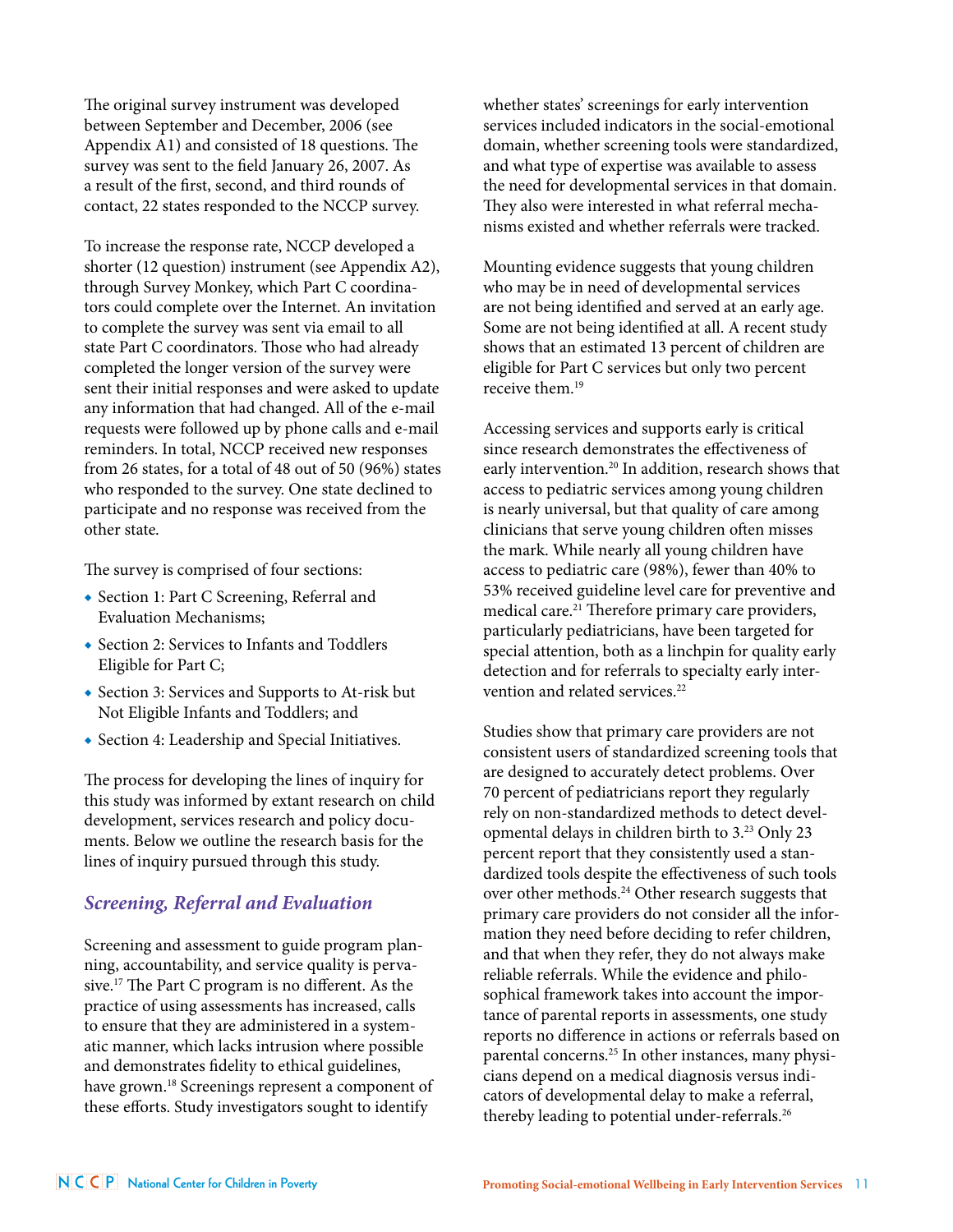The original survey instrument was developed between September and December, 2006 (see Appendix A1) and consisted of 18 questions. The survey was sent to the field January 26, 2007. As a result of the first, second, and third rounds of contact, 22 states responded to the NCCP survey.

To increase the response rate, NCCP developed a shorter (12 question) instrument (see Appendix A2), through Survey Monkey, which Part C coordinators could complete over the Internet. An invitation to complete the survey was sent via email to all state Part C coordinators. Those who had already completed the longer version of the survey were sent their initial responses and were asked to update any information that had changed. All of the e-mail requests were followed up by phone calls and e-mail reminders. In total, NCCP received new responses from 26 states, for a total of 48 out of 50 (96%) states who responded to the survey. One state declined to participate and no response was received from the other state.

The survey is comprised of four sections:

- Section 1: Part C Screening, Referral and Evaluation Mechanisms;
- Section 2: Services to Infants and Toddlers Eligible for Part C;
- Section 3: Services and Supports to At-risk but Not Eligible Infants and Toddlers; and
- Section 4: Leadership and Special Initiatives.

The process for developing the lines of inquiry for this study was informed by extant research on child development, services research and policy documents. Below we outline the research basis for the lines of inquiry pursued through this study.

## *Screening, Referral and Evaluation*

Screening and assessment to guide program planning, accountability, and service quality is pervasive.[17] The Part C program is no different. As the practice of using assessments has increased, calls to ensure that they are administered in a systematic manner, which lacks intrusion where possible and demonstrates fidelity to ethical guidelines, have grown.[18] Screenings represent a component of these efforts. Study investigators sought to identify whether states' screenings for early intervention services included indicators in the social-emotional domain, whether screening tools were standardized, and what type of expertise was available to assess the need for developmental services in that domain. They also were interested in what referral mechanisms existed and whether referrals were tracked.

Mounting evidence suggests that young children who may be in need of developmental services are not being identified and served at an early age. Some are not being identified at all. A recent study shows that an estimated 13 percent of children are eligible for Part C services but only two percent receive them.[19]

Accessing services and supports early is critical since research demonstrates the effectiveness of early intervention.[20] In addition, research shows that access to pediatric services among young children is nearly universal, but that quality of care among clinicians that serve young children often misses the mark. While nearly all young children have access to pediatric care (98%), fewer than 40% to 53% received guideline level care for preventive and medical care.[21] Therefore primary care providers, particularly pediatricians, have been targeted for special attention, both as a linchpin for quality early detection and for referrals to specialty early intervention and related services.[22]

Studies show that primary care providers are not consistent users of standardized screening tools that are designed to accurately detect problems. Over 70 percent of pediatricians report they regularly rely on non-standardized methods to detect developmental delays in children birth to 3.[23] Only 23 percent report that they consistently used a standardized tools despite the effectiveness of such tools over other methods.[24] Other research suggests that primary care providers do not consider all the information they need before deciding to refer children, and that when they refer, they do not always make reliable referrals. While the evidence and philosophical framework takes into account the importance of parental reports in assessments, one study reports no difference in actions or referrals based on parental concerns.[25] In other instances, many physicians depend on a medical diagnosis versus indicators of developmental delay to make a referral, thereby leading to potential under-referrals.[26]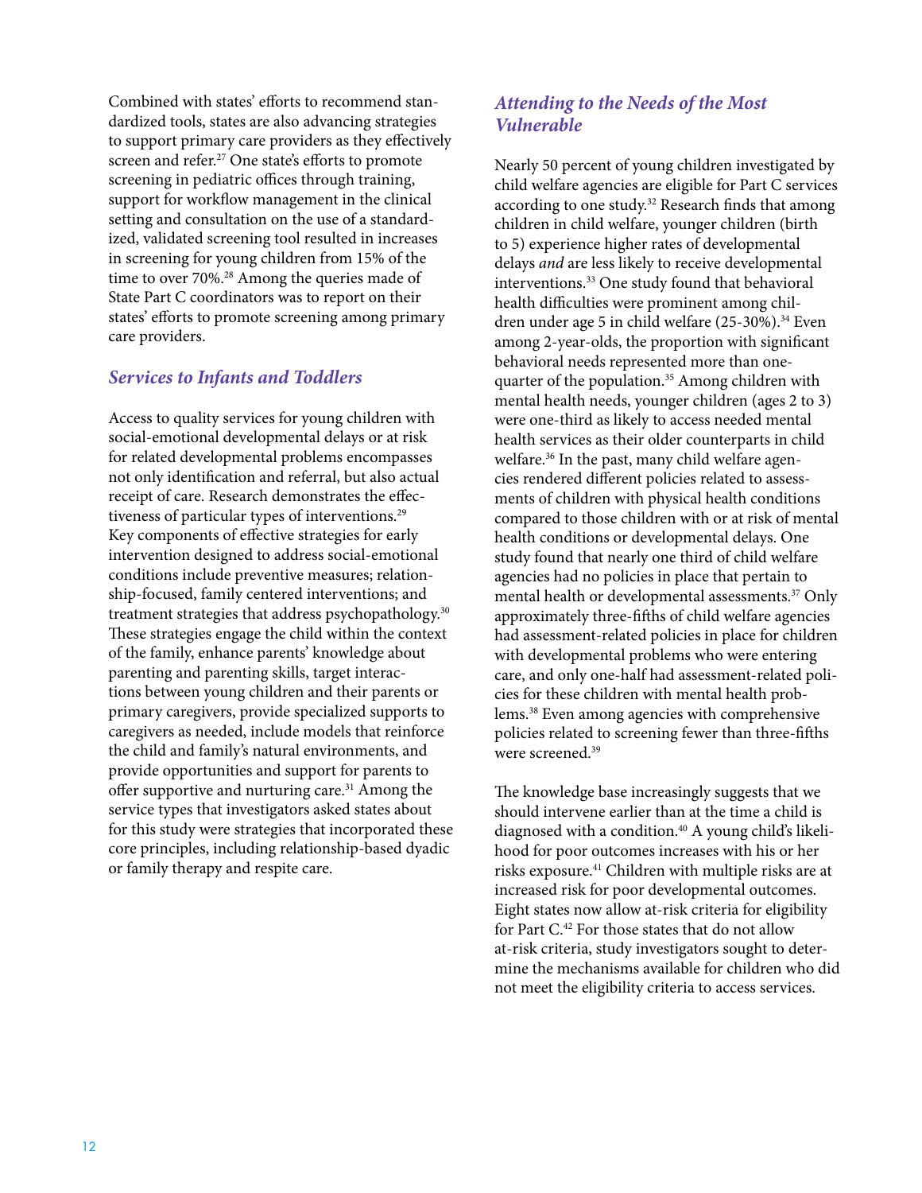Combined with states' efforts to recommend standardized tools, states are also advancing strategies to support primary care providers as they effectively screen and refer.[27] One state's efforts to promote screening in pediatric offices through training, support for workflow management in the clinical setting and consultation on the use of a standardized, validated screening tool resulted in increases in screening for young children from 15% of the time to over 70%.[28] Among the queries made of State Part C coordinators was to report on their states' efforts to promote screening among primary care providers.

## *Services to Infants and Toddlers*

Access to quality services for young children with social-emotional developmental delays or at risk for related developmental problems encompasses not only identification and referral, but also actual receipt of care. Research demonstrates the effectiveness of particular types of interventions.[29] Key components of effective strategies for early intervention designed to address social-emotional conditions include preventive measures; relationship-focused, family centered interventions; and treatment strategies that address psychopathology.[30] These strategies engage the child within the context of the family, enhance parents' knowledge about parenting and parenting skills, target interactions between young children and their parents or primary caregivers, provide specialized supports to caregivers as needed, include models that reinforce the child and family's natural environments, and provide opportunities and support for parents to offer supportive and nurturing care.[31] Among the service types that investigators asked states about for this study were strategies that incorporated these core principles, including relationship-based dyadic or family therapy and respite care.

## *Attending to the Needs of the Most Vulnerable*

Nearly 50 percent of young children investigated by child welfare agencies are eligible for Part C services according to one study.[32] Research finds that among children in child welfare, younger children (birth to 5) experience higher rates of developmental delays *and* are less likely to receive developmental interventions.[33] One study found that behavioral health difficulties were prominent among children under age 5 in child welfare (25-30%).[34] Even among 2-year-olds, the proportion with significant behavioral needs represented more than one-quarter of the population.[35] Among children with mental health needs, younger children (ages 2 to 3) were one-third as likely to access needed mental health services as their older counterparts in child welfare.[36] In the past, many child welfare agencies rendered different policies related to assessments of children with physical health conditions compared to those children with or at risk of mental health conditions or developmental delays. One study found that nearly one third of child welfare agencies had no policies in place that pertain to mental health or developmental assessments.[37] Only approximately three-fifths of child welfare agencies had assessment-related policies in place for children with developmental problems who were entering care, and only one-half had assessment-related policies for these children with mental health problems.[38] Even among agencies with comprehensive policies related to screening fewer than three-fifths were screened.[39]

The knowledge base increasingly suggests that we should intervene earlier than at the time a child is diagnosed with a condition.[40] A young child's likelihood for poor outcomes increases with his or her risks exposure.[41] Children with multiple risks are at increased risk for poor developmental outcomes. Eight states now allow at-risk criteria for eligibility for Part C.[42] For those states that do not allow at-risk criteria, study investigators sought to determine the mechanisms available for children who did not meet the eligibility criteria to access services.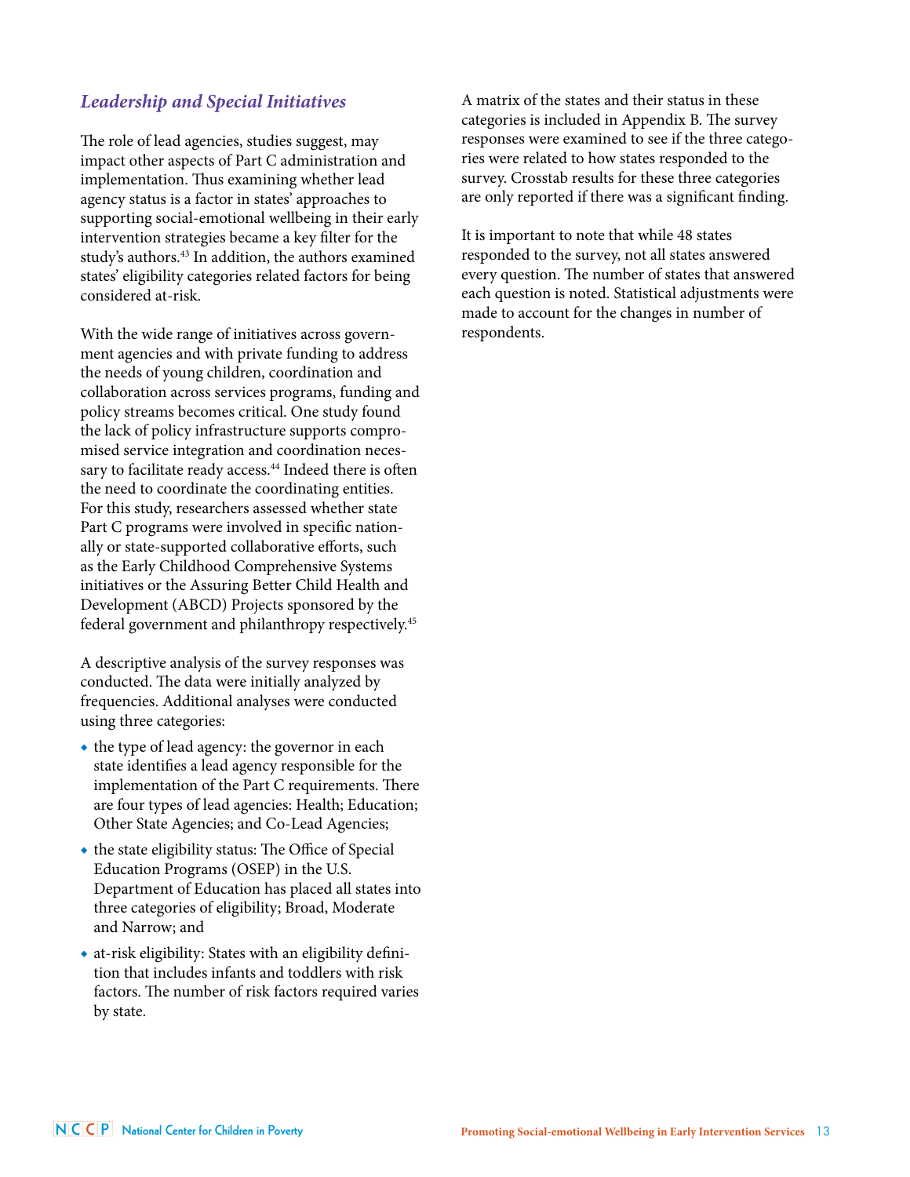### *Leadership and Special Initiatives*

The role of lead agencies, studies suggest, may impact other aspects of Part C administration and implementation. Thus examining whether lead agency status is a factor in states' approaches to supporting social-emotional wellbeing in their early intervention strategies became a key filter for the study's authors.[43] In addition, the authors examined states' eligibility categories related factors for being considered at-risk.

With the wide range of initiatives across government agencies and with private funding to address the needs of young children, coordination and collaboration across services programs, funding and policy streams becomes critical. One study found the lack of policy infrastructure supports compromised service integration and coordination necessary to facilitate ready access.[44] Indeed there is often the need to coordinate the coordinating entities. For this study, researchers assessed whether state Part C programs were involved in specific nationally or state-supported collaborative efforts, such as the Early Childhood Comprehensive Systems initiatives or the Assuring Better Child Health and Development (ABCD) Projects sponsored by the federal government and philanthropy respectively.[45]

A descriptive analysis of the survey responses was conducted. The data were initially analyzed by frequencies. Additional analyses were conducted using three categories:

- the type of lead agency: the governor in each state identifies a lead agency responsible for the implementation of the Part C requirements. There are four types of lead agencies: Health; Education; Other State Agencies; and Co-Lead Agencies;
- the state eligibility status: The Office of Special Education Programs (OSEP) in the U.S. Department of Education has placed all states into three categories of eligibility; Broad, Moderate and Narrow; and
- at-risk eligibility: States with an eligibility definition that includes infants and toddlers with risk factors. The number of risk factors required varies by state.

A matrix of the states and their status in these categories is included in Appendix B. The survey responses were examined to see if the three categories were related to how states responded to the survey. Crosstab results for these three categories are only reported if there was a significant finding.

It is important to note that while 48 states responded to the survey, not all states answered every question. The number of states that answered each question is noted. Statistical adjustments were made to account for the changes in number of respondents.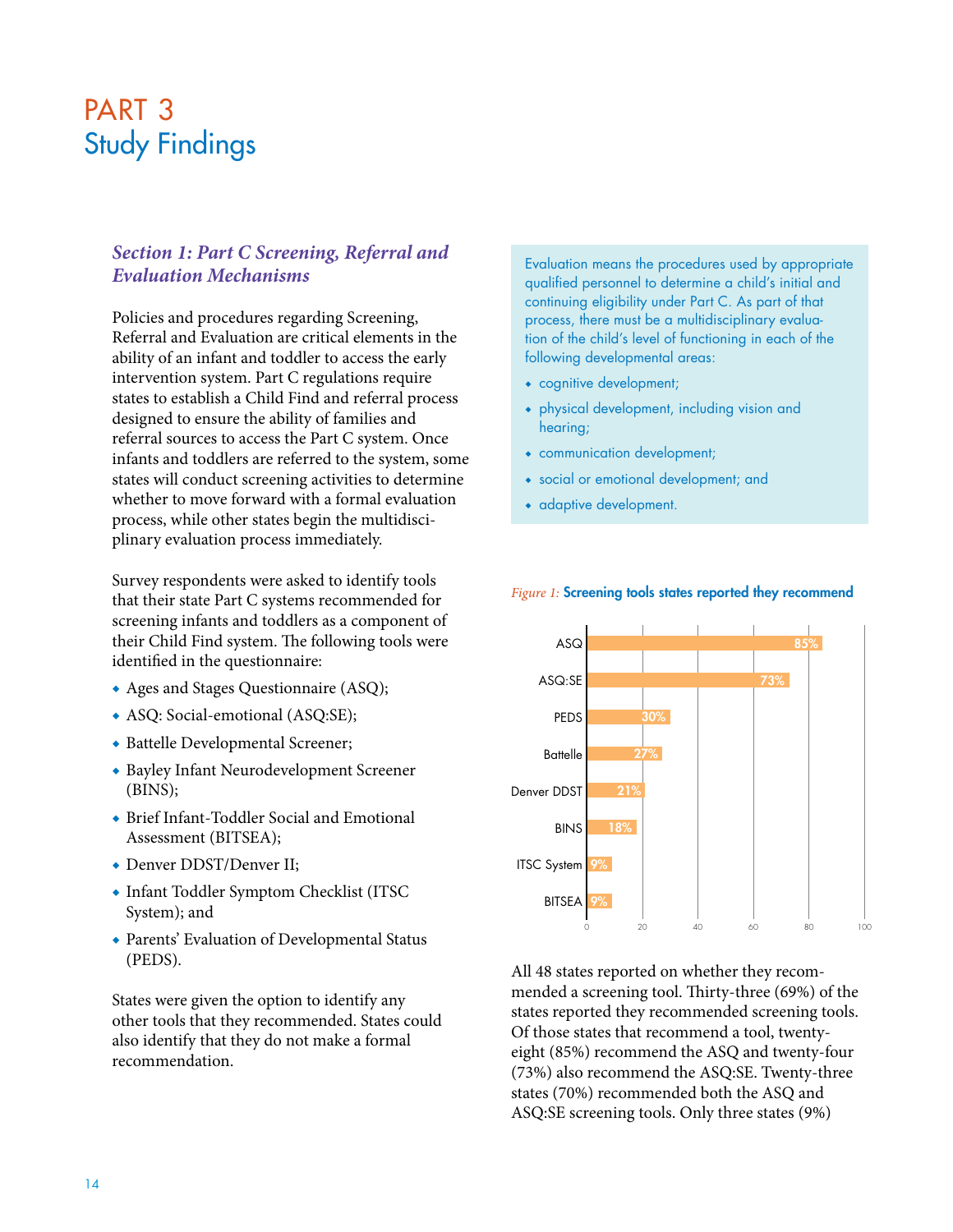# PART 3
# Study Findings

### *Section 1: Part C Screening, Referral and Evaluation Mechanisms*

Policies and procedures regarding Screening, Referral and Evaluation are critical elements in the ability of an infant and toddler to access the early intervention system. Part C regulations require states to establish a Child Find and referral process designed to ensure the ability of families and referral sources to access the Part C system. Once infants and toddlers are referred to the system, some states will conduct screening activities to determine whether to move forward with a formal evaluation process, while other states begin the multidisciplinary evaluation process immediately.

Survey respondents were asked to identify tools that their state Part C systems recommended for screening infants and toddlers as a component of their Child Find system. The following tools were identified in the questionnaire:

- Ages and Stages Questionnaire (ASQ);
- ASQ: Social-emotional (ASQ:SE);
- Battelle Developmental Screener;
- Bayley Infant Neurodevelopment Screener (BINS);
- Brief Infant-Toddler Social and Emotional Assessment (BITSEA);
- Denver DDST/Denver II;
- Infant Toddler Symptom Checklist (ITSC System); and
- Parents' Evaluation of Developmental Status (PEDS).

States were given the option to identify any other tools that they recommended. States could also identify that they do not make a formal recommendation.

> Evaluation means the procedures used by appropriate qualified personnel to determine a child's initial and continuing eligibility under Part C. As part of that process, there must be a multidisciplinary evaluation of the child's level of functioning in each of the following developmental areas:
>
> - cognitive development;
> - physical development, including vision and hearing;
> - communication development;
> - social or emotional development; and
> - adaptive development.

*Figure 1:* **Screening tools states reported they recommend**

| Tool | Percent |
|---|---|
| ASQ | 85% |
| ASQ:SE | 73% |
| PEDS | 30% |
| Battelle | 27% |
| Denver DDST | 21% |
| BINS | 18% |
| ITSC System | 9% |
| BITSEA | 9% |

All 48 states reported on whether they recommended a screening tool. Thirty-three (69%) of the states reported they recommended screening tools. Of those states that recommend a tool, twenty-eight (85%) recommend the ASQ and twenty-four (73%) also recommend the ASQ:SE. Twenty-three states (70%) recommended both the ASQ and ASQ:SE screening tools. Only three states (9%)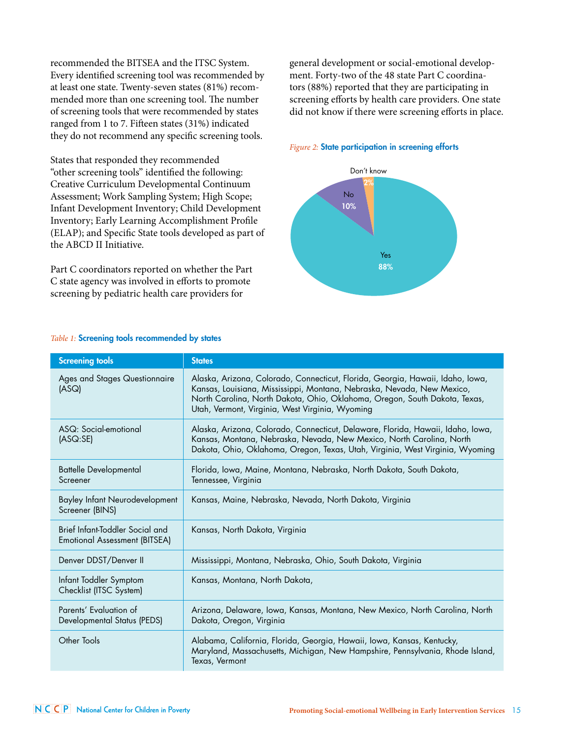recommended the BITSEA and the ITSC System. Every identified screening tool was recommended by at least one state. Twenty-seven states (81%) recommended more than one screening tool. The number of screening tools that were recommended by states ranged from 1 to 7. Fifteen states (31%) indicated they do not recommend any specific screening tools.

States that responded they recommended "other screening tools" identified the following: Creative Curriculum Developmental Continuum Assessment; Work Sampling System; High Scope; Infant Development Inventory; Child Development Inventory; Early Learning Accomplishment Profile (ELAP); and Specific State tools developed as part of the ABCD II Initiative.

Part C coordinators reported on whether the Part C state agency was involved in efforts to promote screening by pediatric health care providers for general development or social-emotional development. Forty-two of the 48 state Part C coordinators (88%) reported that they are participating in screening efforts by health care providers. One state did not know if there were screening efforts in place.

*Figure 2:* **State participation in screening efforts**

Don't know 2%

No 10%

Yes 88%

*Table 1:* **Screening tools recommended by states**

| Screening tools | States |
|---|---|
| Ages and Stages Questionnaire (ASQ) | Alaska, Arizona, Colorado, Connecticut, Florida, Georgia, Hawaii, Idaho, Iowa, Kansas, Louisiana, Mississippi, Montana, Nebraska, Nevada, New Mexico, North Carolina, North Dakota, Ohio, Oklahoma, Oregon, South Dakota, Texas, Utah, Vermont, Virginia, West Virginia, Wyoming |
| ASQ: Social-emotional (ASQ:SE) | Alaska, Arizona, Colorado, Connecticut, Delaware, Florida, Hawaii, Idaho, Iowa, Kansas, Montana, Nebraska, Nevada, New Mexico, North Carolina, North Dakota, Ohio, Oklahoma, Oregon, Texas, Utah, Virginia, West Virginia, Wyoming |
| Battelle Developmental Screener | Florida, Iowa, Maine, Montana, Nebraska, North Dakota, South Dakota, Tennessee, Virginia |
| Bayley Infant Neurodevelopment Screener (BINS) | Kansas, Maine, Nebraska, Nevada, North Dakota, Virginia |
| Brief Infant-Toddler Social and Emotional Assessment (BITSEA) | Kansas, North Dakota, Virginia |
| Denver DDST/Denver II | Mississippi, Montana, Nebraska, Ohio, South Dakota, Virginia |
| Infant Toddler Symptom Checklist (ITSC System) | Kansas, Montana, North Dakota, |
| Parents' Evaluation of Developmental Status (PEDS) | Arizona, Delaware, Iowa, Kansas, Montana, New Mexico, North Carolina, North Dakota, Oregon, Virginia |
| Other Tools | Alabama, California, Florida, Georgia, Hawaii, Iowa, Kansas, Kentucky, Maryland, Massachusetts, Michigan, New Hampshire, Pennsylvania, Rhode Island, Texas, Vermont |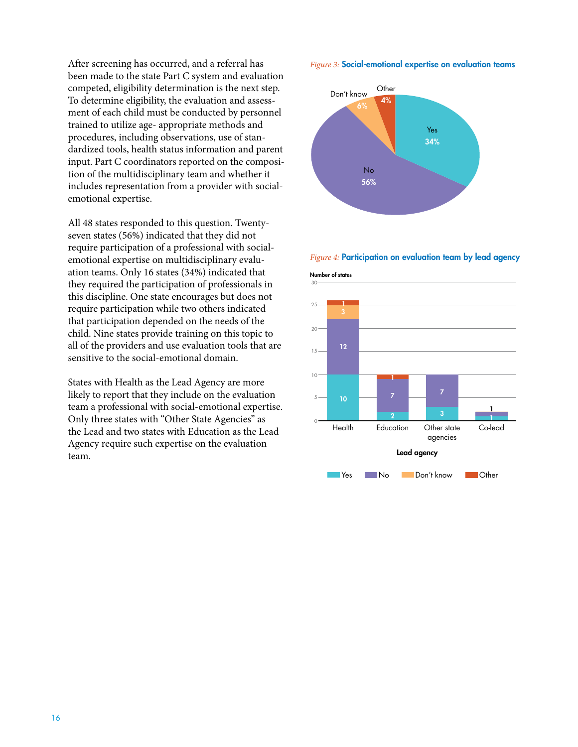After screening has occurred, and a referral has been made to the state Part C system and evaluation competed, eligibility determination is the next step. To determine eligibility, the evaluation and assessment of each child must be conducted by personnel trained to utilize age- appropriate methods and procedures, including observations, use of standardized tools, health status information and parent input. Part C coordinators reported on the composition of the multidisciplinary team and whether it includes representation from a provider with social-emotional expertise.

All 48 states responded to this question. Twenty-seven states (56%) indicated that they did not require participation of a professional with social-emotional expertise on multidisciplinary evaluation teams. Only 16 states (34%) indicated that they required the participation of professionals in this discipline. One state encourages but does not require participation while two others indicated that participation depended on the needs of the child. Nine states provide training on this topic to all of the providers and use evaluation tools that are sensitive to the social-emotional domain.

States with Health as the Lead Agency are more likely to report that they include on the evaluation team a professional with social-emotional expertise. Only three states with "Other State Agencies" as the Lead and two states with Education as the Lead Agency require such expertise on the evaluation team.

*Figure 3:* **Social-emotional expertise on evaluation teams**

| Response | Percent |
|---|---|
| Yes | 34% |
| No | 56% |
| Don't know | 6% |
| Other | 4% |

*Figure 4:* **Participation on evaluation team by lead agency**

Number of states

| Lead agency | Yes | No | Don't know | Other |
|---|---|---|---|---|
| Health | 10 | 12 | 3 | 1 |
| Education | 2 | 7 | | 1 |
| Other state agencies | 3 | 7 | | |
| Co-lead | 1 | 1 | | |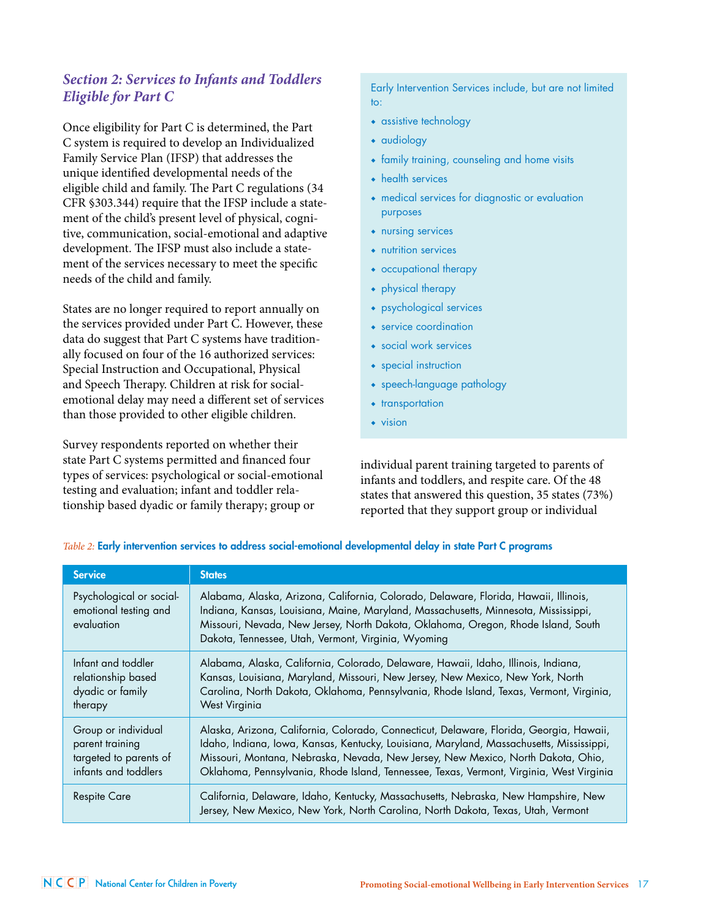## *Section 2: Services to Infants and Toddlers Eligible for Part C*

Once eligibility for Part C is determined, the Part C system is required to develop an Individualized Family Service Plan (IFSP) that addresses the unique identified developmental needs of the eligible child and family. The Part C regulations (34 CFR §303.344) require that the IFSP include a statement of the child's present level of physical, cognitive, communication, social-emotional and adaptive development. The IFSP must also include a statement of the services necessary to meet the specific needs of the child and family.

States are no longer required to report annually on the services provided under Part C. However, these data do suggest that Part C systems have traditionally focused on four of the 16 authorized services: Special Instruction and Occupational, Physical and Speech Therapy. Children at risk for social-emotional delay may need a different set of services than those provided to other eligible children.

Survey respondents reported on whether their state Part C systems permitted and financed four types of services: psychological or social-emotional testing and evaluation; infant and toddler relationship based dyadic or family therapy; group or individual parent training targeted to parents of infants and toddlers, and respite care. Of the 48 states that answered this question, 35 states (73%) reported that they support group or individual

Early Intervention Services include, but are not limited to:

- assistive technology
- audiology
- family training, counseling and home visits
- health services
- medical services for diagnostic or evaluation purposes
- nursing services
- nutrition services
- occupational therapy
- physical therapy
- psychological services
- service coordination
- social work services
- special instruction
- speech-language pathology
- transportation
- vision

*Table 2:* **Early intervention services to address social-emotional developmental delay in state Part C programs**

| Service | States |
|---|---|
| Psychological or social-emotional testing and evaluation | Alabama, Alaska, Arizona, California, Colorado, Delaware, Florida, Hawaii, Illinois, Indiana, Kansas, Louisiana, Maine, Maryland, Massachusetts, Minnesota, Mississippi, Missouri, Nevada, New Jersey, North Dakota, Oklahoma, Oregon, Rhode Island, South Dakota, Tennessee, Utah, Vermont, Virginia, Wyoming |
| Infant and toddler relationship based dyadic or family therapy | Alabama, Alaska, California, Colorado, Delaware, Hawaii, Idaho, Illinois, Indiana, Kansas, Louisiana, Maryland, Missouri, New Jersey, New Mexico, New York, North Carolina, North Dakota, Oklahoma, Pennsylvania, Rhode Island, Texas, Vermont, Virginia, West Virginia |
| Group or individual parent training targeted to parents of infants and toddlers | Alaska, Arizona, California, Colorado, Connecticut, Delaware, Florida, Georgia, Hawaii, Idaho, Indiana, Iowa, Kansas, Kentucky, Louisiana, Maryland, Massachusetts, Mississippi, Missouri, Montana, Nebraska, Nevada, New Jersey, New Mexico, North Dakota, Ohio, Oklahoma, Pennsylvania, Rhode Island, Tennessee, Texas, Vermont, Virginia, West Virginia |
| Respite Care | California, Delaware, Idaho, Kentucky, Massachusetts, Nebraska, New Hampshire, New Jersey, New Mexico, New York, North Carolina, North Dakota, Texas, Utah, Vermont |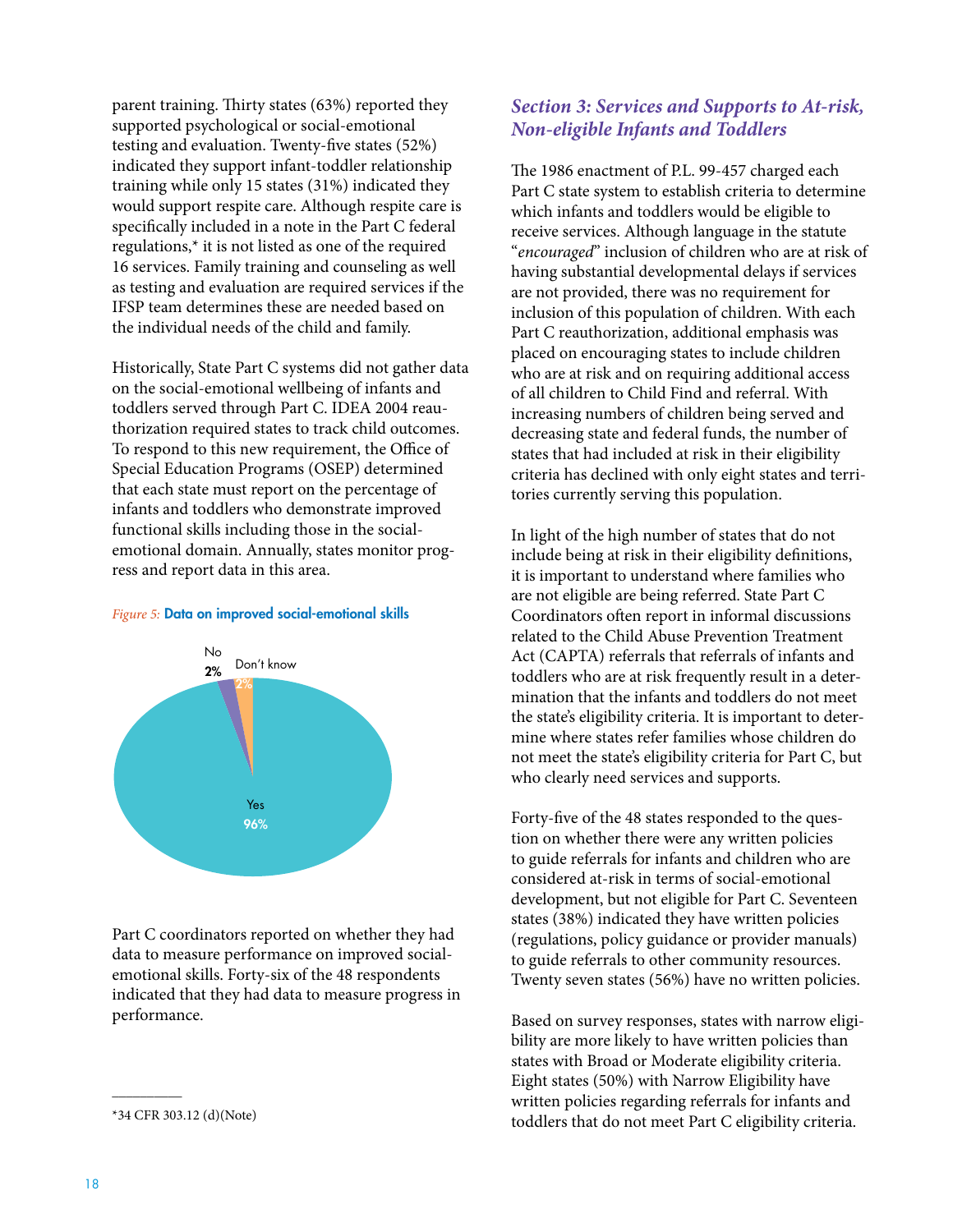parent training. Thirty states (63%) reported they supported psychological or social-emotional testing and evaluation. Twenty-five states (52%) indicated they support infant-toddler relationship training while only 15 states (31%) indicated they would support respite care. Although respite care is specifically included in a note in the Part C federal regulations,* it is not listed as one of the required 16 services. Family training and counseling as well as testing and evaluation are required services if the IFSP team determines these are needed based on the individual needs of the child and family.

Historically, State Part C systems did not gather data on the social-emotional wellbeing of infants and toddlers served through Part C. IDEA 2004 reauthorization required states to track child outcomes. To respond to this new requirement, the Office of Special Education Programs (OSEP) determined that each state must report on the percentage of infants and toddlers who demonstrate improved functional skills including those in the social-emotional domain. Annually, states monitor progress and report data in this area.

*Figure 5:* **Data on improved social-emotional skills**

No 2%

Don't know 2%

Yes 96%

Part C coordinators reported on whether they had data to measure performance on improved social-emotional skills. Forty-six of the 48 respondents indicated that they had data to measure progress in performance.

*34 CFR 303.12 (d)(Note)

## *Section 3: Services and Supports to At-risk, Non-eligible Infants and Toddlers*

The 1986 enactment of P.L. 99-457 charged each Part C state system to establish criteria to determine which infants and toddlers would be eligible to receive services. Although language in the statute "*encouraged*" inclusion of children who are at risk of having substantial developmental delays if services are not provided, there was no requirement for inclusion of this population of children. With each Part C reauthorization, additional emphasis was placed on encouraging states to include children who are at risk and on requiring additional access of all children to Child Find and referral. With increasing numbers of children being served and decreasing state and federal funds, the number of states that had included at risk in their eligibility criteria has declined with only eight states and territories currently serving this population.

In light of the high number of states that do not include being at risk in their eligibility definitions, it is important to understand where families who are not eligible are being referred. State Part C Coordinators often report in informal discussions related to the Child Abuse Prevention Treatment Act (CAPTA) referrals that referrals of infants and toddlers who are at risk frequently result in a determination that the infants and toddlers do not meet the state's eligibility criteria. It is important to determine where states refer families whose children do not meet the state's eligibility criteria for Part C, but who clearly need services and supports.

Forty-five of the 48 states responded to the question on whether there were any written policies to guide referrals for infants and children who are considered at-risk in terms of social-emotional development, but not eligible for Part C. Seventeen states (38%) indicated they have written policies (regulations, policy guidance or provider manuals) to guide referrals to other community resources. Twenty seven states (56%) have no written policies.

Based on survey responses, states with narrow eligibility are more likely to have written policies than states with Broad or Moderate eligibility criteria. Eight states (50%) with Narrow Eligibility have written policies regarding referrals for infants and toddlers that do not meet Part C eligibility criteria.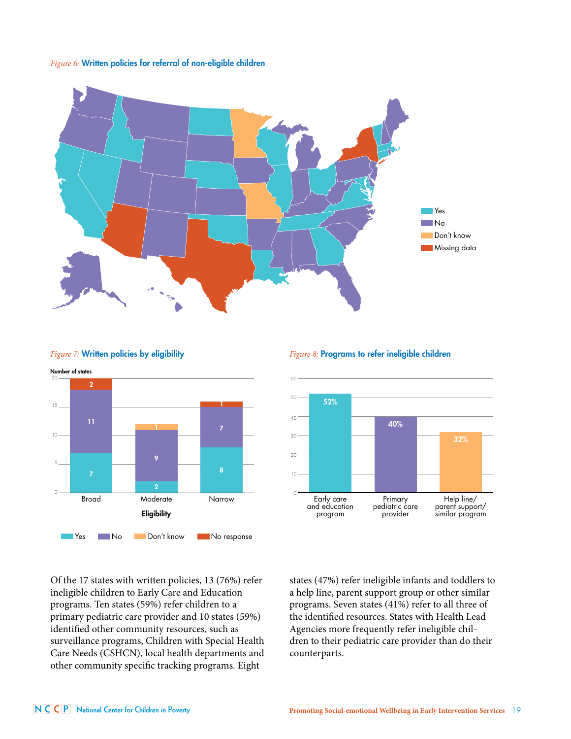*Figure 6:* **Written policies for referral of non-eligible children**

Yes
No
Don't know
Missing data

*Figure 7:* **Written policies by eligibility**

Number of states

| Eligibility | Yes | No | Don't know | No response |
|---|---|---|---|---|
| Broad | 7 | 11 | | 2 |
| Moderate | 2 | 9 | 1 | |
| Narrow | 8 | 7 | | 1 |

*Figure 8:* **Programs to refer ineligible children**

| Program | Percent |
|---|---|
| Early care and education program | 52% |
| Primary pediatric care provider | 40% |
| Help line/ parent support/ similar program | 32% |

Of the 17 states with written policies, 13 (76%) refer ineligible children to Early Care and Education programs. Ten states (59%) refer children to a primary pediatric care provider and 10 states (59%) identified other community resources, such as surveillance programs, Children with Special Health Care Needs (CSHCN), local health departments and other community specific tracking programs. Eight states (47%) refer ineligible infants and toddlers to a help line, parent support group or other similar programs. Seven states (41%) refer to all three of the identified resources. States with Health Lead Agencies more frequently refer ineligible children to their pediatric care provider than do their counterparts.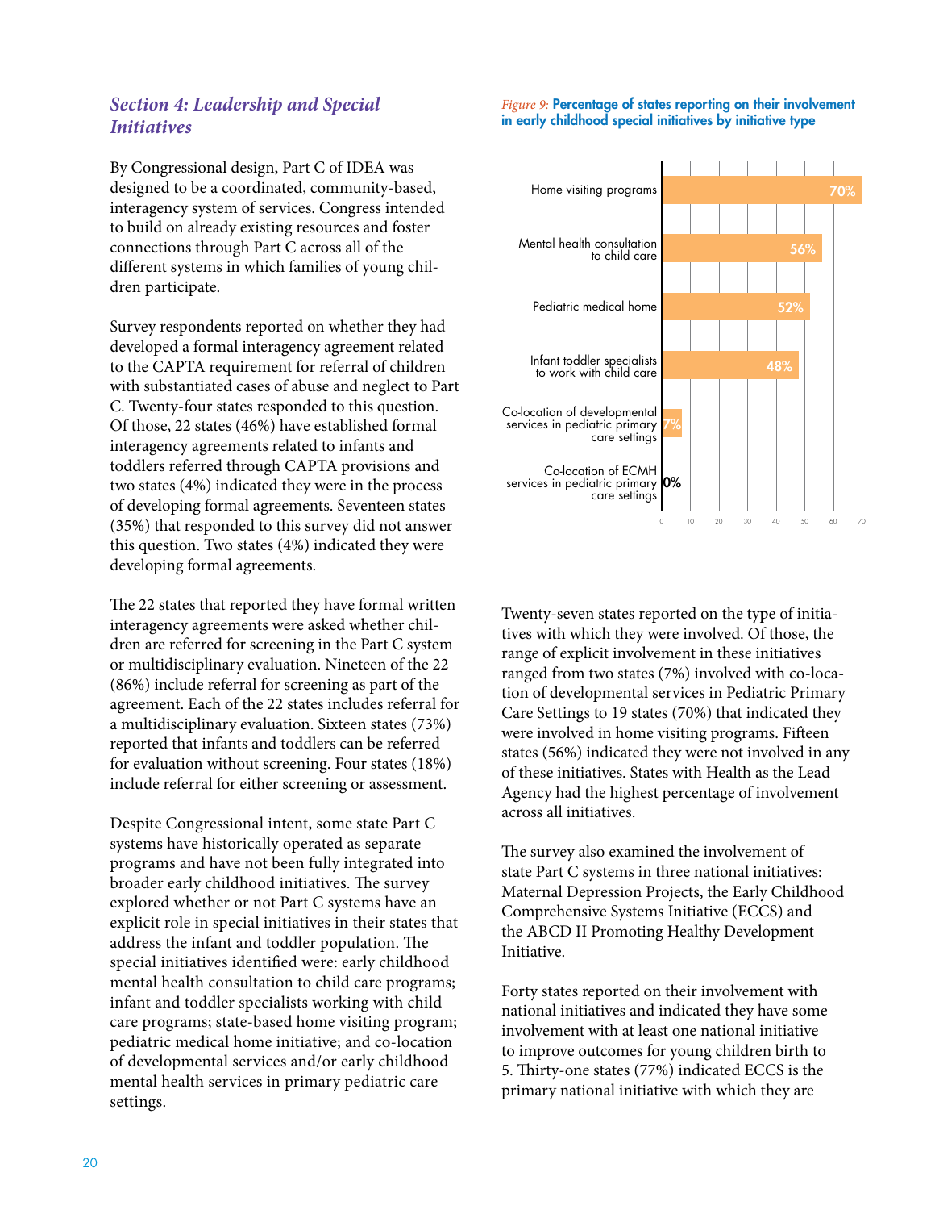## *Section 4: Leadership and Special Initiatives*

By Congressional design, Part C of IDEA was designed to be a coordinated, community-based, interagency system of services. Congress intended to build on already existing resources and foster connections through Part C across all of the different systems in which families of young children participate.

Survey respondents reported on whether they had developed a formal interagency agreement related to the CAPTA requirement for referral of children with substantiated cases of abuse and neglect to Part C. Twenty-four states responded to this question. Of those, 22 states (46%) have established formal interagency agreements related to infants and toddlers referred through CAPTA provisions and two states (4%) indicated they were in the process of developing formal agreements. Seventeen states (35%) that responded to this survey did not answer this question. Two states (4%) indicated they were developing formal agreements.

The 22 states that reported they have formal written interagency agreements were asked whether children are referred for screening in the Part C system or multidisciplinary evaluation. Nineteen of the 22 (86%) include referral for screening as part of the agreement. Each of the 22 states includes referral for a multidisciplinary evaluation. Sixteen states (73%) reported that infants and toddlers can be referred for evaluation without screening. Four states (18%) include referral for either screening or assessment.

Despite Congressional intent, some state Part C systems have historically operated as separate programs and have not been fully integrated into broader early childhood initiatives. The survey explored whether or not Part C systems have an explicit role in special initiatives in their states that address the infant and toddler population. The special initiatives identified were: early childhood mental health consultation to child care programs; infant and toddler specialists working with child care programs; state-based home visiting program; pediatric medical home initiative; and co-location of developmental services and/or early childhood mental health services in primary pediatric care settings.

*Figure 9:* **Percentage of states reporting on their involvement in early childhood special initiatives by initiative type**

| Initiative type | Percentage |
|---|---|
| Home visiting programs | 70% |
| Mental health consultation to child care | 56% |
| Pediatric medical home | 52% |
| Infant toddler specialists to work with child care | 48% |
| Co-location of developmental services in pediatric primary care settings | 7% |
| Co-location of ECMH services in pediatric primary care settings | 0% |

Twenty-seven states reported on the type of initiatives with which they were involved. Of those, the range of explicit involvement in these initiatives ranged from two states (7%) involved with co-location of developmental services in Pediatric Primary Care Settings to 19 states (70%) that indicated they were involved in home visiting programs. Fifteen states (56%) indicated they were not involved in any of these initiatives. States with Health as the Lead Agency had the highest percentage of involvement across all initiatives.

The survey also examined the involvement of state Part C systems in three national initiatives: Maternal Depression Projects, the Early Childhood Comprehensive Systems Initiative (ECCS) and the ABCD II Promoting Healthy Development Initiative.

Forty states reported on their involvement with national initiatives and indicated they have some involvement with at least one national initiative to improve outcomes for young children birth to 5. Thirty-one states (77%) indicated ECCS is the primary national initiative with which they are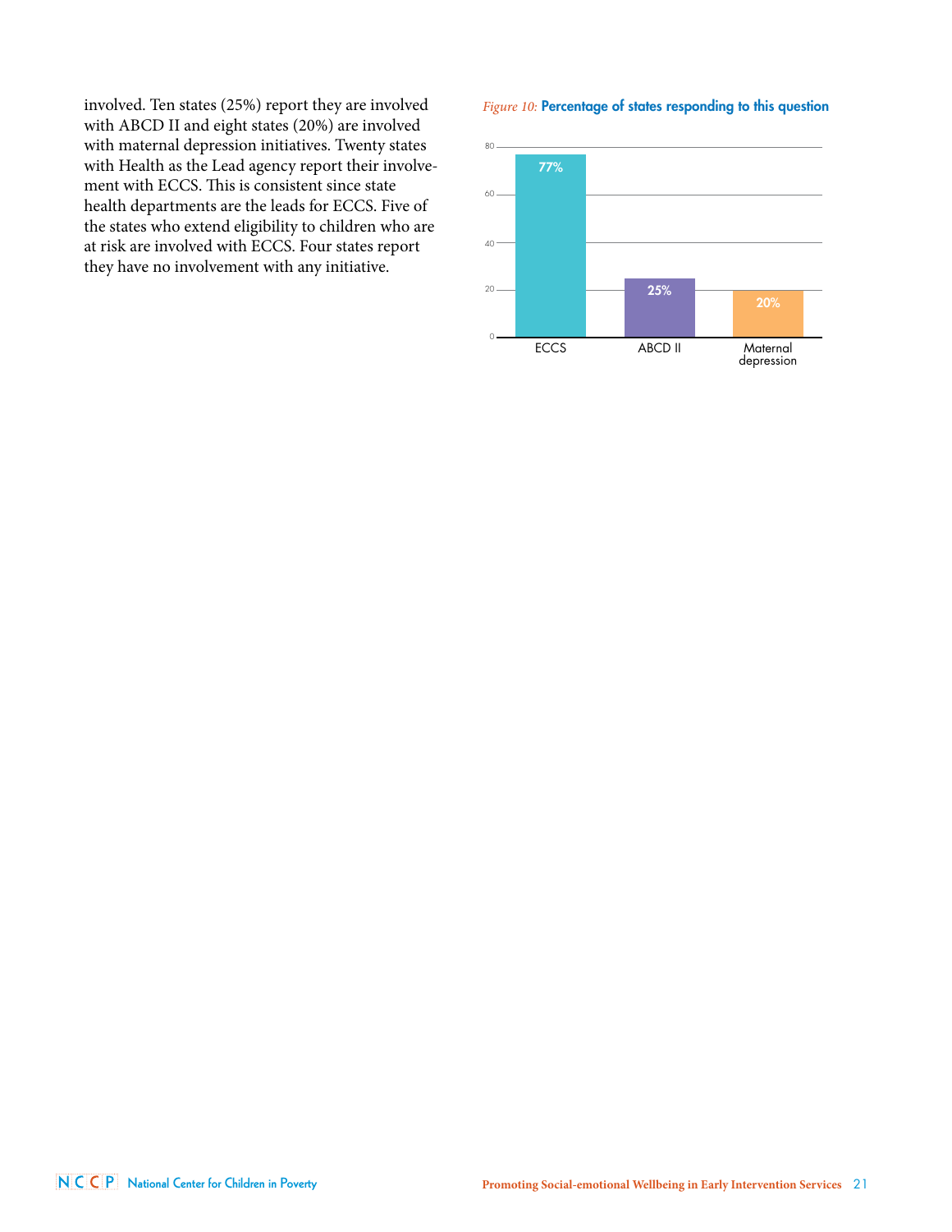involved. Ten states (25%) report they are involved with ABCD II and eight states (20%) are involved with maternal depression initiatives. Twenty states with Health as the Lead agency report their involvement with ECCS. This is consistent since state health departments are the leads for ECCS. Five of the states who extend eligibility to children who are at risk are involved with ECCS. Four states report they have no involvement with any initiative.

*Figure 10:* **Percentage of states responding to this question**

| Initiative | Percentage |
|---|---|
| ECCS | 77% |
| ABCD II | 25% |
| Maternal depression | 20% |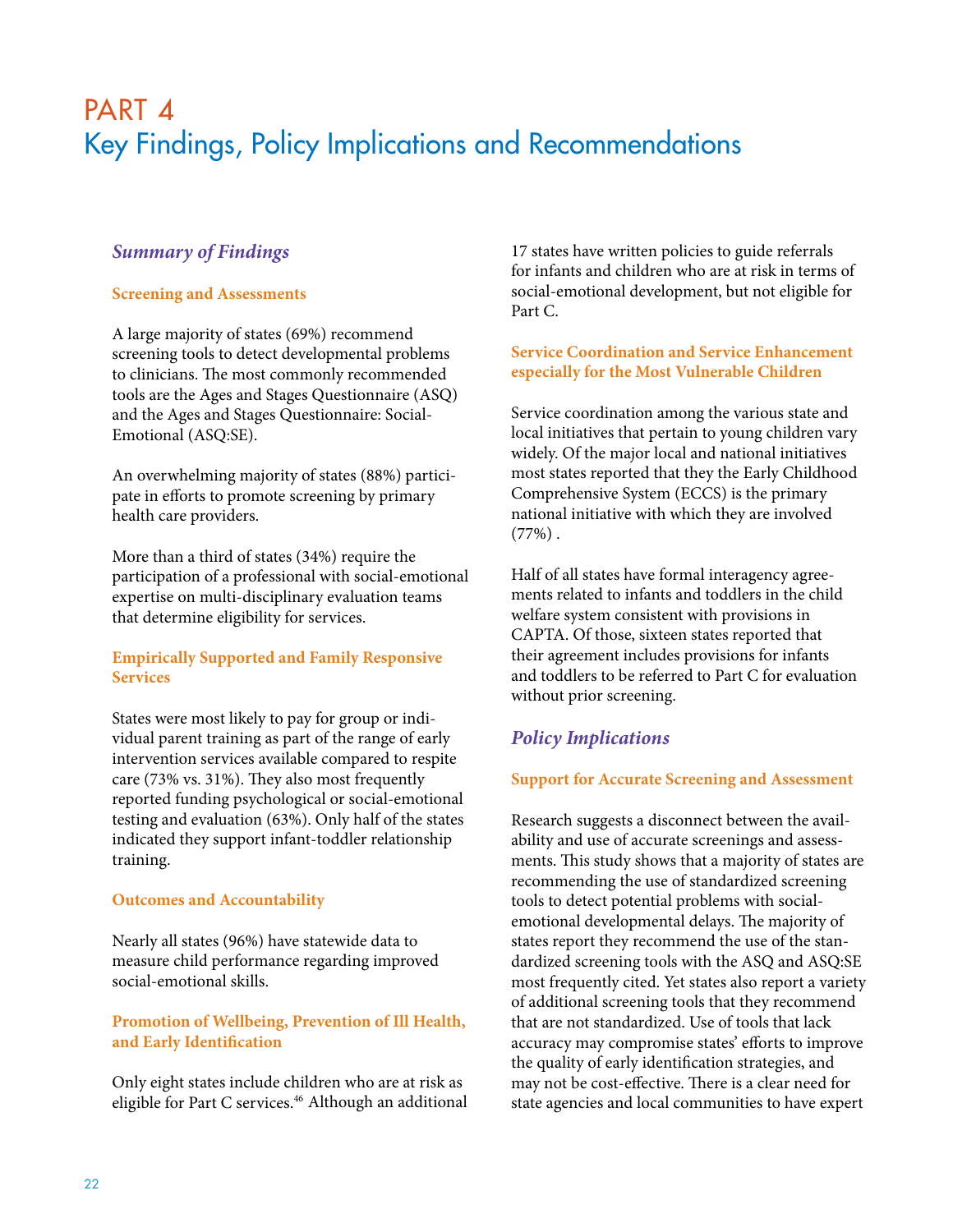# PART 4
# Key Findings, Policy Implications and Recommendations

## *Summary of Findings*

### Screening and Assessments

A large majority of states (69%) recommend screening tools to detect developmental problems to clinicians. The most commonly recommended tools are the Ages and Stages Questionnaire (ASQ) and the Ages and Stages Questionnaire: Social-Emotional (ASQ:SE).

An overwhelming majority of states (88%) participate in efforts to promote screening by primary health care providers.

More than a third of states (34%) require the participation of a professional with social-emotional expertise on multi-disciplinary evaluation teams that determine eligibility for services.

### Empirically Supported and Family Responsive Services

States were most likely to pay for group or individual parent training as part of the range of early intervention services available compared to respite care (73% vs. 31%). They also most frequently reported funding psychological or social-emotional testing and evaluation (63%). Only half of the states indicated they support infant-toddler relationship training.

### Outcomes and Accountability

Nearly all states (96%) have statewide data to measure child performance regarding improved social-emotional skills.

### Promotion of Wellbeing, Prevention of Ill Health, and Early Identification

Only eight states include children who are at risk as eligible for Part C services.[46] Although an additional 17 states have written policies to guide referrals for infants and children who are at risk in terms of social-emotional development, but not eligible for Part C.

### Service Coordination and Service Enhancement especially for the Most Vulnerable Children

Service coordination among the various state and local initiatives that pertain to young children vary widely. Of the major local and national initiatives most states reported that they the Early Childhood Comprehensive System (ECCS) is the primary national initiative with which they are involved (77%) .

Half of all states have formal interagency agreements related to infants and toddlers in the child welfare system consistent with provisions in CAPTA. Of those, sixteen states reported that their agreement includes provisions for infants and toddlers to be referred to Part C for evaluation without prior screening.

## *Policy Implications*

### Support for Accurate Screening and Assessment

Research suggests a disconnect between the availability and use of accurate screenings and assessments. This study shows that a majority of states are recommending the use of standardized screening tools to detect potential problems with social-emotional developmental delays. The majority of states report they recommend the use of the standardized screening tools with the ASQ and ASQ:SE most frequently cited. Yet states also report a variety of additional screening tools that they recommend that are not standardized. Use of tools that lack accuracy may compromise states' efforts to improve the quality of early identification strategies, and may not be cost-effective. There is a clear need for state agencies and local communities to have expert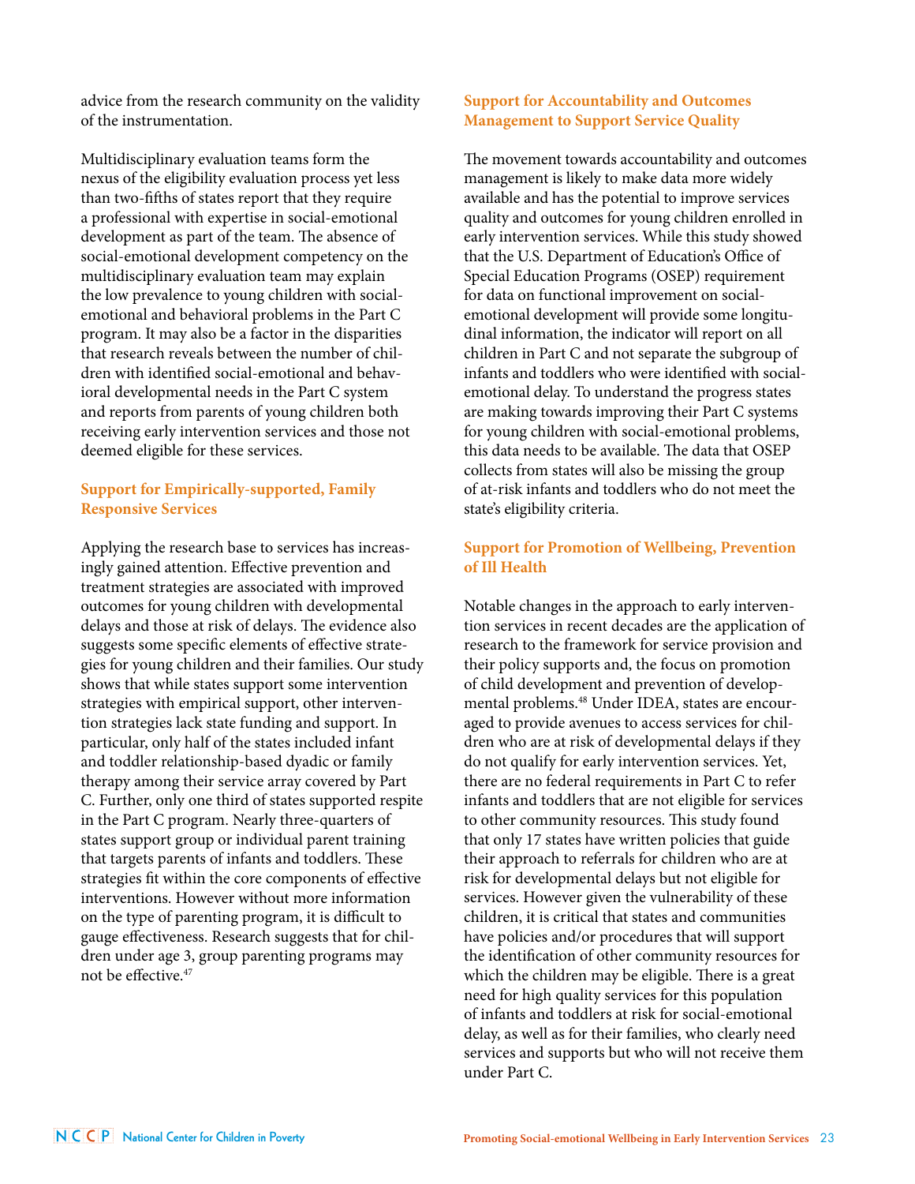advice from the research community on the validity of the instrumentation.

Multidisciplinary evaluation teams form the nexus of the eligibility evaluation process yet less than two-fifths of states report that they require a professional with expertise in social-emotional development as part of the team. The absence of social-emotional development competency on the multidisciplinary evaluation team may explain the low prevalence to young children with social-emotional and behavioral problems in the Part C program. It may also be a factor in the disparities that research reveals between the number of children with identified social-emotional and behavioral developmental needs in the Part C system and reports from parents of young children both receiving early intervention services and those not deemed eligible for these services.

### Support for Empirically-supported, Family Responsive Services

Applying the research base to services has increasingly gained attention. Effective prevention and treatment strategies are associated with improved outcomes for young children with developmental delays and those at risk of delays. The evidence also suggests some specific elements of effective strategies for young children and their families. Our study shows that while states support some intervention strategies with empirical support, other intervention strategies lack state funding and support. In particular, only half of the states included infant and toddler relationship-based dyadic or family therapy among their service array covered by Part C. Further, only one third of states supported respite in the Part C program. Nearly three-quarters of states support group or individual parent training that targets parents of infants and toddlers. These strategies fit within the core components of effective interventions. However without more information on the type of parenting program, it is difficult to gauge effectiveness. Research suggests that for children under age 3, group parenting programs may not be effective.[47]

### Support for Accountability and Outcomes Management to Support Service Quality

The movement towards accountability and outcomes management is likely to make data more widely available and has the potential to improve services quality and outcomes for young children enrolled in early intervention services. While this study showed that the U.S. Department of Education's Office of Special Education Programs (OSEP) requirement for data on functional improvement on social-emotional development will provide some longitudinal information, the indicator will report on all children in Part C and not separate the subgroup of infants and toddlers who were identified with social-emotional delay. To understand the progress states are making towards improving their Part C systems for young children with social-emotional problems, this data needs to be available. The data that OSEP collects from states will also be missing the group of at-risk infants and toddlers who do not meet the state's eligibility criteria.

### Support for Promotion of Wellbeing, Prevention of Ill Health

Notable changes in the approach to early intervention services in recent decades are the application of research to the framework for service provision and their policy supports and, the focus on promotion of child development and prevention of developmental problems.[48] Under IDEA, states are encouraged to provide avenues to access services for children who are at risk of developmental delays if they do not qualify for early intervention services. Yet, there are no federal requirements in Part C to refer infants and toddlers that are not eligible for services to other community resources. This study found that only 17 states have written policies that guide their approach to referrals for children who are at risk for developmental delays but not eligible for services. However given the vulnerability of these children, it is critical that states and communities have policies and/or procedures that will support the identification of other community resources for which the children may be eligible. There is a great need for high quality services for this population of infants and toddlers at risk for social-emotional delay, as well as for their families, who clearly need services and supports but who will not receive them under Part C.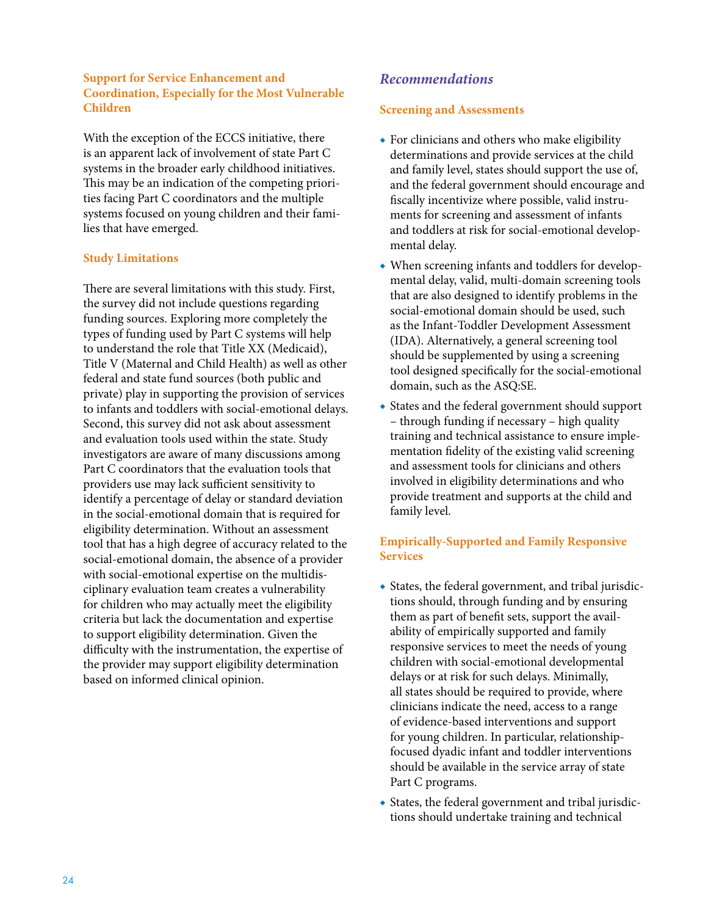### Support for Service Enhancement and Coordination, Especially for the Most Vulnerable Children

With the exception of the ECCS initiative, there is an apparent lack of involvement of state Part C systems in the broader early childhood initiatives. This may be an indication of the competing priorities facing Part C coordinators and the multiple systems focused on young children and their families that have emerged.

### Study Limitations

There are several limitations with this study. First, the survey did not include questions regarding funding sources. Exploring more completely the types of funding used by Part C systems will help to understand the role that Title XX (Medicaid), Title V (Maternal and Child Health) as well as other federal and state fund sources (both public and private) play in supporting the provision of services to infants and toddlers with social-emotional delays. Second, this survey did not ask about assessment and evaluation tools used within the state. Study investigators are aware of many discussions among Part C coordinators that the evaluation tools that providers use may lack sufficient sensitivity to identify a percentage of delay or standard deviation in the social-emotional domain that is required for eligibility determination. Without an assessment tool that has a high degree of accuracy related to the social-emotional domain, the absence of a provider with social-emotional expertise on the multidisciplinary evaluation team creates a vulnerability for children who may actually meet the eligibility criteria but lack the documentation and expertise to support eligibility determination. Given the difficulty with the instrumentation, the expertise of the provider may support eligibility determination based on informed clinical opinion.

## *Recommendations*

### Screening and Assessments

- For clinicians and others who make eligibility determinations and provide services at the child and family level, states should support the use of, and the federal government should encourage and fiscally incentivize where possible, valid instruments for screening and assessment of infants and toddlers at risk for social-emotional developmental delay.
- When screening infants and toddlers for developmental delay, valid, multi-domain screening tools that are also designed to identify problems in the social-emotional domain should be used, such as the Infant-Toddler Development Assessment (IDA). Alternatively, a general screening tool should be supplemented by using a screening tool designed specifically for the social-emotional domain, such as the ASQ:SE.
- States and the federal government should support – through funding if necessary – high quality training and technical assistance to ensure implementation fidelity of the existing valid screening and assessment tools for clinicians and others involved in eligibility determinations and who provide treatment and supports at the child and family level.

### Empirically-Supported and Family Responsive Services

- States, the federal government, and tribal jurisdictions should, through funding and by ensuring them as part of benefit sets, support the availability of empirically supported and family responsive services to meet the needs of young children with social-emotional developmental delays or at risk for such delays. Minimally, all states should be required to provide, where clinicians indicate the need, access to a range of evidence-based interventions and support for young children. In particular, relationship-focused dyadic infant and toddler interventions should be available in the service array of state Part C programs.
- States, the federal government and tribal jurisdictions should undertake training and technical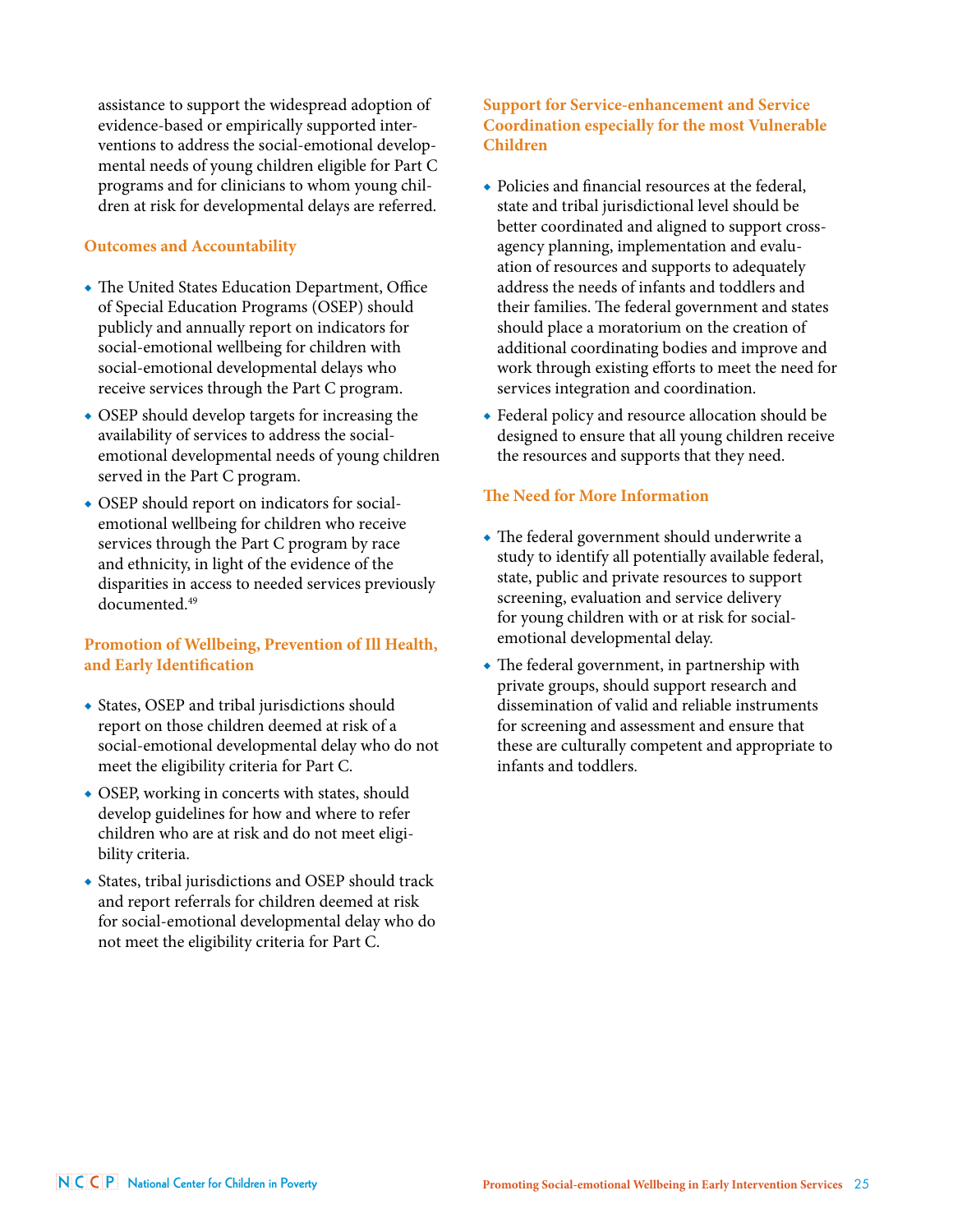assistance to support the widespread adoption of evidence-based or empirically supported interventions to address the social-emotional developmental needs of young children eligible for Part C programs and for clinicians to whom young children at risk for developmental delays are referred.

### Outcomes and Accountability

- The United States Education Department, Office of Special Education Programs (OSEP) should publicly and annually report on indicators for social-emotional wellbeing for children with social-emotional developmental delays who receive services through the Part C program.
- OSEP should develop targets for increasing the availability of services to address the social-emotional developmental needs of young children served in the Part C program.
- OSEP should report on indicators for social-emotional wellbeing for children who receive services through the Part C program by race and ethnicity, in light of the evidence of the disparities in access to needed services previously documented.[49]

### Promotion of Wellbeing, Prevention of Ill Health, and Early Identification

- States, OSEP and tribal jurisdictions should report on those children deemed at risk of a social-emotional developmental delay who do not meet the eligibility criteria for Part C.
- OSEP, working in concerts with states, should develop guidelines for how and where to refer children who are at risk and do not meet eligibility criteria.
- States, tribal jurisdictions and OSEP should track and report referrals for children deemed at risk for social-emotional developmental delay who do not meet the eligibility criteria for Part C.

### Support for Service-enhancement and Service Coordination especially for the most Vulnerable Children

- Policies and financial resources at the federal, state and tribal jurisdictional level should be better coordinated and aligned to support cross-agency planning, implementation and evaluation of resources and supports to adequately address the needs of infants and toddlers and their families. The federal government and states should place a moratorium on the creation of additional coordinating bodies and improve and work through existing efforts to meet the need for services integration and coordination.
- Federal policy and resource allocation should be designed to ensure that all young children receive the resources and supports that they need.

### The Need for More Information

- The federal government should underwrite a study to identify all potentially available federal, state, public and private resources to support screening, evaluation and service delivery for young children with or at risk for social-emotional developmental delay.
- The federal government, in partnership with private groups, should support research and dissemination of valid and reliable instruments for screening and assessment and ensure that these are culturally competent and appropriate to infants and toddlers.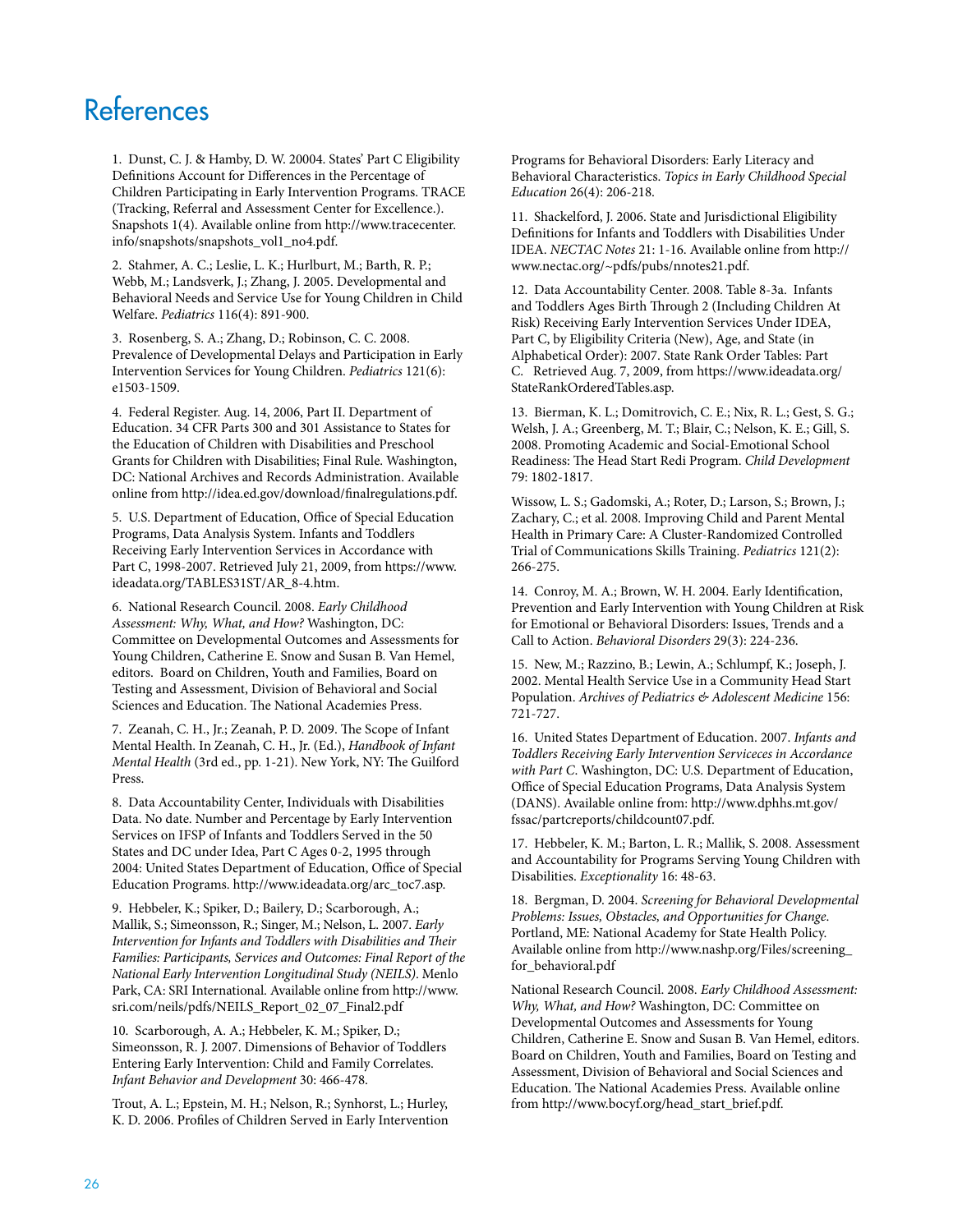# References

1. Dunst, C. J. & Hamby, D. W. 20004. States' Part C Eligibility Definitions Account for Differences in the Percentage of Children Participating in Early Intervention Programs. TRACE (Tracking, Referral and Assessment Center for Excellence.). Snapshots 1(4). Available online from http://www.tracecenter.info/snapshots/snapshots_vol1_no4.pdf.

2. Stahmer, A. C.; Leslie, L. K.; Hurlburt, M.; Barth, R. P.; Webb, M.; Landsverk, J.; Zhang, J. 2005. Developmental and Behavioral Needs and Service Use for Young Children in Child Welfare. *Pediatrics* 116(4): 891-900.

3. Rosenberg, S. A.; Zhang, D.; Robinson, C. C. 2008. Prevalence of Developmental Delays and Participation in Early Intervention Services for Young Children. *Pediatrics* 121(6): e1503-1509.

4. Federal Register. Aug. 14, 2006, Part II. Department of Education. 34 CFR Parts 300 and 301 Assistance to States for the Education of Children with Disabilities and Preschool Grants for Children with Disabilities; Final Rule. Washington, DC: National Archives and Records Administration. Available online from http://idea.ed.gov/download/finalregulations.pdf.

5. U.S. Department of Education, Office of Special Education Programs, Data Analysis System. Infants and Toddlers Receiving Early Intervention Services in Accordance with Part C, 1998-2007. Retrieved July 21, 2009, from https://www.ideadata.org/TABLES31ST/AR_8-4.htm.

6. National Research Council. 2008. *Early Childhood Assessment: Why, What, and How?* Washington, DC: Committee on Developmental Outcomes and Assessments for Young Children, Catherine E. Snow and Susan B. Van Hemel, editors. Board on Children, Youth and Families, Board on Testing and Assessment, Division of Behavioral and Social Sciences and Education. The National Academies Press.

7. Zeanah, C. H., Jr.; Zeanah, P. D. 2009. The Scope of Infant Mental Health. In Zeanah, C. H., Jr. (Ed.), *Handbook of Infant Mental Health* (3rd ed., pp. 1-21). New York, NY: The Guilford Press.

8. Data Accountability Center, Individuals with Disabilities Data. No date. Number and Percentage by Early Intervention Services on IFSP of Infants and Toddlers Served in the 50 States and DC under Idea, Part C Ages 0-2, 1995 through 2004: United States Department of Education, Office of Special Education Programs. http://www.ideadata.org/arc_toc7.asp.

9. Hebbeler, K.; Spiker, D.; Bailery, D.; Scarborough, A.; Mallik, S.; Simeonsson, R.; Singer, M.; Nelson, L. 2007. *Early Intervention for Infants and Toddlers with Disabilities and Their Families: Participants, Services and Outcomes: Final Report of the National Early Intervention Longitudinal Study (NEILS)*. Menlo Park, CA: SRI International. Available online from http://www.sri.com/neils/pdfs/NEILS_Report_02_07_Final2.pdf

10. Scarborough, A. A.; Hebbeler, K. M.; Spiker, D.; Simeonsson, R. J. 2007. Dimensions of Behavior of Toddlers Entering Early Intervention: Child and Family Correlates. *Infant Behavior and Development* 30: 466-478.

Trout, A. L.; Epstein, M. H.; Nelson, R.; Synhorst, L.; Hurley, K. D. 2006. Profiles of Children Served in Early Intervention Programs for Behavioral Disorders: Early Literacy and Behavioral Characteristics. *Topics in Early Childhood Special Education* 26(4): 206-218.

11. Shackelford, J. 2006. State and Jurisdictional Eligibility Definitions for Infants and Toddlers with Disabilities Under IDEA. *NECTAC Notes* 21: 1-16. Available online from http://www.nectac.org/~pdfs/pubs/nnotes21.pdf.

12. Data Accountability Center. 2008. Table 8-3a. Infants and Toddlers Ages Birth Through 2 (Including Children At Risk) Receiving Early Intervention Services Under IDEA, Part C, by Eligibility Criteria (New), Age, and State (in Alphabetical Order): 2007. State Rank Order Tables: Part C. Retrieved Aug. 7, 2009, from https://www.ideadata.org/StateRankOrderedTables.asp.

13. Bierman, K. L.; Domitrovich, C. E.; Nix, R. L.; Gest, S. G.; Welsh, J. A.; Greenberg, M. T.; Blair, C.; Nelson, K. E.; Gill, S. 2008. Promoting Academic and Social-Emotional School Readiness: The Head Start Redi Program. *Child Development* 79: 1802-1817.

Wissow, L. S.; Gadomski, A.; Roter, D.; Larson, S.; Brown, J.; Zachary, C.; et al. 2008. Improving Child and Parent Mental Health in Primary Care: A Cluster-Randomized Controlled Trial of Communications Skills Training. *Pediatrics* 121(2): 266-275.

14. Conroy, M. A.; Brown, W. H. 2004. Early Identification, Prevention and Early Intervention with Young Children at Risk for Emotional or Behavioral Disorders: Issues, Trends and a Call to Action. *Behavioral Disorders* 29(3): 224-236.

15. New, M.; Razzino, B.; Lewin, A.; Schlumpf, K.; Joseph, J. 2002. Mental Health Service Use in a Community Head Start Population. *Archives of Pediatrics & Adolescent Medicine* 156: 721-727.

16. United States Department of Education. 2007. *Infants and Toddlers Receiving Early Intervention Serviceces in Accordance with Part C.* Washington, DC: U.S. Department of Education, Office of Special Education Programs, Data Analysis System (DANS). Available online from: http://www.dphhs.mt.gov/fssac/partcreports/childcount07.pdf.

17. Hebbeler, K. M.; Barton, L. R.; Mallik, S. 2008. Assessment and Accountability for Programs Serving Young Children with Disabilities. *Exceptionality* 16: 48-63.

18. Bergman, D. 2004. *Screening for Behavioral Developmental Problems: Issues, Obstacles, and Opportunities for Change.* Portland, ME: National Academy for State Health Policy. Available online from http://www.nashp.org/Files/screening_for_behavioral.pdf

National Research Council. 2008. *Early Childhood Assessment: Why, What, and How?* Washington, DC: Committee on Developmental Outcomes and Assessments for Young Children, Catherine E. Snow and Susan B. Van Hemel, editors. Board on Children, Youth and Families, Board on Testing and Assessment, Division of Behavioral and Social Sciences and Education. The National Academies Press. Available online from http://www.bocyf.org/head_start_brief.pdf.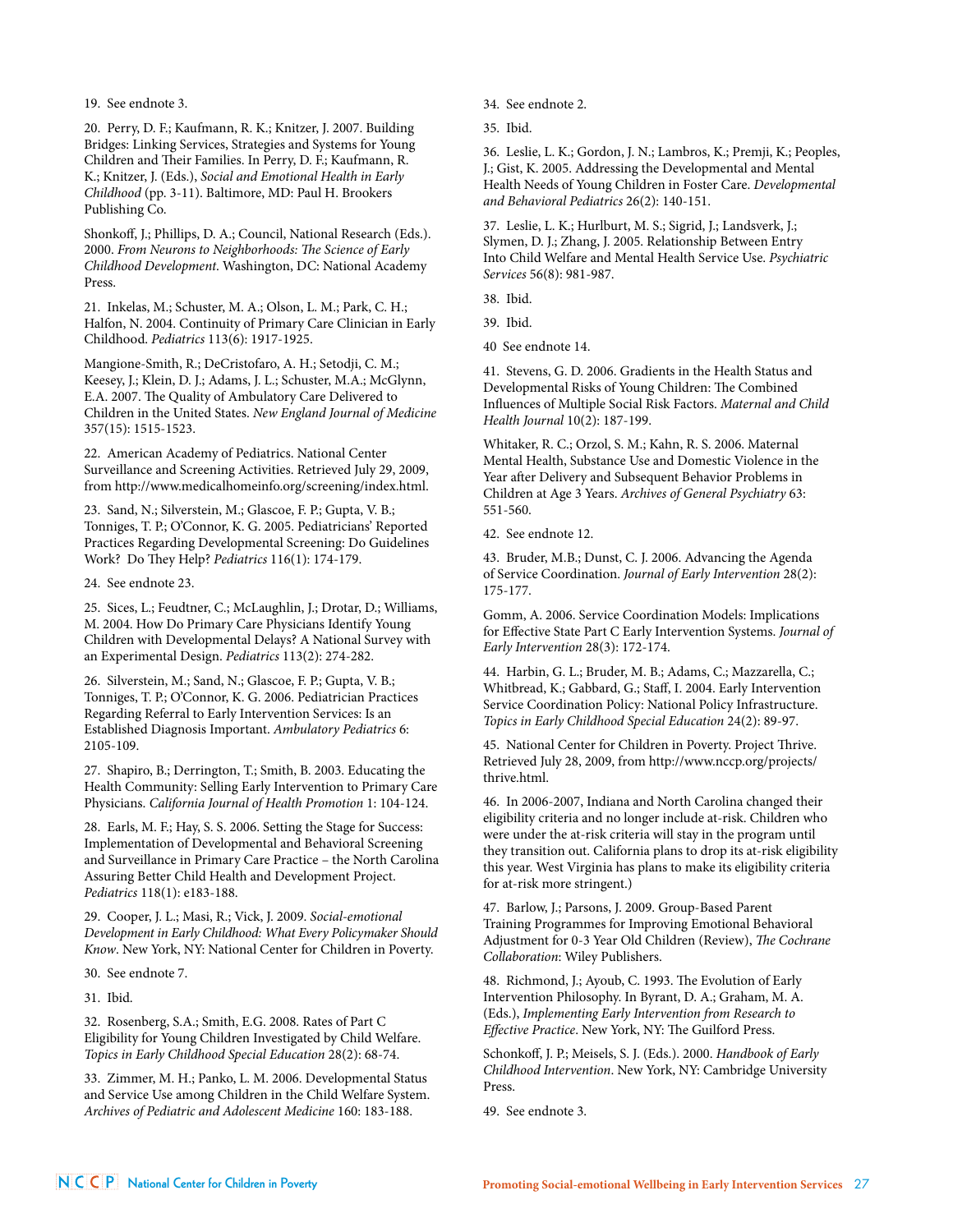19. See endnote 3.

20. Perry, D. F.; Kaufmann, R. K.; Knitzer, J. 2007. Building Bridges: Linking Services, Strategies and Systems for Young Children and Their Families. In Perry, D. F.; Kaufmann, R. K.; Knitzer, J. (Eds.), *Social and Emotional Health in Early Childhood* (pp. 3-11). Baltimore, MD: Paul H. Brookers Publishing Co.

Shonkoff, J.; Phillips, D. A.; Council, National Research (Eds.). 2000. *From Neurons to Neighborhoods: The Science of Early Childhood Development*. Washington, DC: National Academy Press.

21. Inkelas, M.; Schuster, M. A.; Olson, L. M.; Park, C. H.; Halfon, N. 2004. Continuity of Primary Care Clinician in Early Childhood. *Pediatrics* 113(6): 1917-1925.

Mangione-Smith, R.; DeCristofaro, A. H.; Setodji, C. M.; Keesey, J.; Klein, D. J.; Adams, J. L.; Schuster, M.A.; McGlynn, E.A. 2007. The Quality of Ambulatory Care Delivered to Children in the United States. *New England Journal of Medicine* 357(15): 1515-1523.

22. American Academy of Pediatrics. National Center Surveillance and Screening Activities. Retrieved July 29, 2009, from http://www.medicalhomeinfo.org/screening/index.html.

23. Sand, N.; Silverstein, M.; Glascoe, F. P.; Gupta, V. B.; Tonniges, T. P.; O'Connor, K. G. 2005. Pediatricians' Reported Practices Regarding Developmental Screening: Do Guidelines Work? Do They Help? *Pediatrics* 116(1): 174-179.

24. See endnote 23.

25. Sices, L.; Feudtner, C.; McLaughlin, J.; Drotar, D.; Williams, M. 2004. How Do Primary Care Physicians Identify Young Children with Developmental Delays? A National Survey with an Experimental Design. *Pediatrics* 113(2): 274-282.

26. Silverstein, M.; Sand, N.; Glascoe, F. P.; Gupta, V. B.; Tonniges, T. P.; O'Connor, K. G. 2006. Pediatrician Practices Regarding Referral to Early Intervention Services: Is an Established Diagnosis Important. *Ambulatory Pediatrics* 6: 2105-109.

27. Shapiro, B.; Derrington, T.; Smith, B. 2003. Educating the Health Community: Selling Early Intervention to Primary Care Physicians. *California Journal of Health Promotion* 1: 104-124.

28. Earls, M. F.; Hay, S. S. 2006. Setting the Stage for Success: Implementation of Developmental and Behavioral Screening and Surveillance in Primary Care Practice – the North Carolina Assuring Better Child Health and Development Project. *Pediatrics* 118(1): e183-188.

29. Cooper, J. L.; Masi, R.; Vick, J. 2009. *Social-emotional Development in Early Childhood: What Every Policymaker Should Know*. New York, NY: National Center for Children in Poverty.

30. See endnote 7.

31. Ibid.

32. Rosenberg, S.A.; Smith, E.G. 2008. Rates of Part C Eligibility for Young Children Investigated by Child Welfare. *Topics in Early Childhood Special Education* 28(2): 68-74.

33. Zimmer, M. H.; Panko, L. M. 2006. Developmental Status and Service Use among Children in the Child Welfare System. *Archives of Pediatric and Adolescent Medicine* 160: 183-188.

34. See endnote 2.

35. Ibid.

36. Leslie, L. K.; Gordon, J. N.; Lambros, K.; Premji, K.; Peoples, J.; Gist, K. 2005. Addressing the Developmental and Mental Health Needs of Young Children in Foster Care. *Developmental and Behavioral Pediatrics* 26(2): 140-151.

37. Leslie, L. K.; Hurlburt, M. S.; Sigrid, J.; Landsverk, J.; Slymen, D. J.; Zhang, J. 2005. Relationship Between Entry Into Child Welfare and Mental Health Service Use. *Psychiatric Services* 56(8): 981-987.

38. Ibid.

39. Ibid.

40 See endnote 14.

41. Stevens, G. D. 2006. Gradients in the Health Status and Developmental Risks of Young Children: The Combined Influences of Multiple Social Risk Factors. *Maternal and Child Health Journal* 10(2): 187-199.

Whitaker, R. C.; Orzol, S. M.; Kahn, R. S. 2006. Maternal Mental Health, Substance Use and Domestic Violence in the Year after Delivery and Subsequent Behavior Problems in Children at Age 3 Years. *Archives of General Psychiatry* 63: 551-560.

42. See endnote 12.

43. Bruder, M.B.; Dunst, C. J. 2006. Advancing the Agenda of Service Coordination. *Journal of Early Intervention* 28(2): 175-177.

Gomm, A. 2006. Service Coordination Models: Implications for Effective State Part C Early Intervention Systems. *Journal of Early Intervention* 28(3): 172-174.

44. Harbin, G. L.; Bruder, M. B.; Adams, C.; Mazzarella, C.; Whitbread, K.; Gabbard, G.; Staff, I. 2004. Early Intervention Service Coordination Policy: National Policy Infrastructure. *Topics in Early Childhood Special Education* 24(2): 89-97.

45. National Center for Children in Poverty. Project Thrive. Retrieved July 28, 2009, from http://www.nccp.org/projects/thrive.html.

46. In 2006-2007, Indiana and North Carolina changed their eligibility criteria and no longer include at-risk. Children who were under the at-risk criteria will stay in the program until they transition out. California plans to drop its at-risk eligibility this year. West Virginia has plans to make its eligibility criteria for at-risk more stringent.)

47. Barlow, J.; Parsons, J. 2009. Group-Based Parent Training Programmes for Improving Emotional Behavioral Adjustment for 0-3 Year Old Children (Review), *The Cochrane Collaboration*: Wiley Publishers.

48. Richmond, J.; Ayoub, C. 1993. The Evolution of Early Intervention Philosophy. In Byrant, D. A.; Graham, M. A. (Eds.), *Implementing Early Intervention from Research to Effective Practice*. New York, NY: The Guilford Press.

Schonkoff, J. P.; Meisels, S. J. (Eds.). 2000. *Handbook of Early Childhood Intervention*. New York, NY: Cambridge University Press.

49. See endnote 3.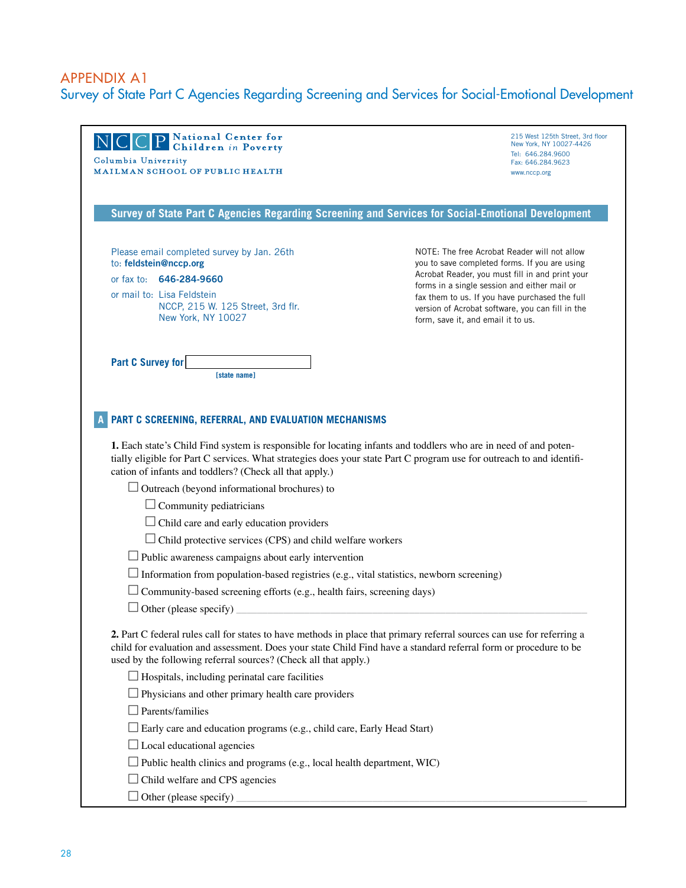# APPENDIX A1

## Survey of State Part C Agencies Regarding Screening and Services for Social-Emotional Development

**NCCP National Center for Children in Poverty**
Columbia University
MAILMAN SCHOOL OF PUBLIC HEALTH

215 West 125th Street, 3rd floor
New York, NY 10027-4426
Tel: 646.284.9600
Fax: 646.284.9623
www.nccp.org

### Survey of State Part C Agencies Regarding Screening and Services for Social-Emotional Development

Please email completed survey by Jan. 26th
to: **feldstein@nccp.org**

or fax to: **646-284-9660**

or mail to: Lisa Feldstein
NCCP, 215 W. 125 Street, 3rd flr.
New York, NY 10027

NOTE: The free Acrobat Reader will not allow you to save completed forms. If you are using Acrobat Reader, you must fill in and print your forms in a single session and either mail or fax them to us. If you have purchased the full version of Acrobat software, you can fill in the form, save it, and email it to us.

**Part C Survey for** ____________________
**[state name]**

### A PART C SCREENING, REFERRAL, AND EVALUATION MECHANISMS

**1.** Each state's Child Find system is responsible for locating infants and toddlers who are in need of and potentially eligible for Part C services. What strategies does your state Part C program use for outreach to and identification of infants and toddlers? (Check all that apply.)

- ☐ Outreach (beyond informational brochures) to
  - ☐ Community pediatricians
  - ☐ Child care and early education providers
  - ☐ Child protective services (CPS) and child welfare workers
- ☐ Public awareness campaigns about early intervention
- ☐ Information from population-based registries (e.g., vital statistics, newborn screening)
- ☐ Community-based screening efforts (e.g., health fairs, screening days)
- ☐ Other (please specify) ____________________

**2.** Part C federal rules call for states to have methods in place that primary referral sources can use for referring a child for evaluation and assessment. Does your state Child Find have a standard referral form or procedure to be used by the following referral sources? (Check all that apply.)

- ☐ Hospitals, including perinatal care facilities
- ☐ Physicians and other primary health care providers
- ☐ Parents/families
- ☐ Early care and education programs (e.g., child care, Early Head Start)
- ☐ Local educational agencies
- ☐ Public health clinics and programs (e.g., local health department, WIC)
- ☐ Child welfare and CPS agencies
- ☐ Other (please specify) ____________________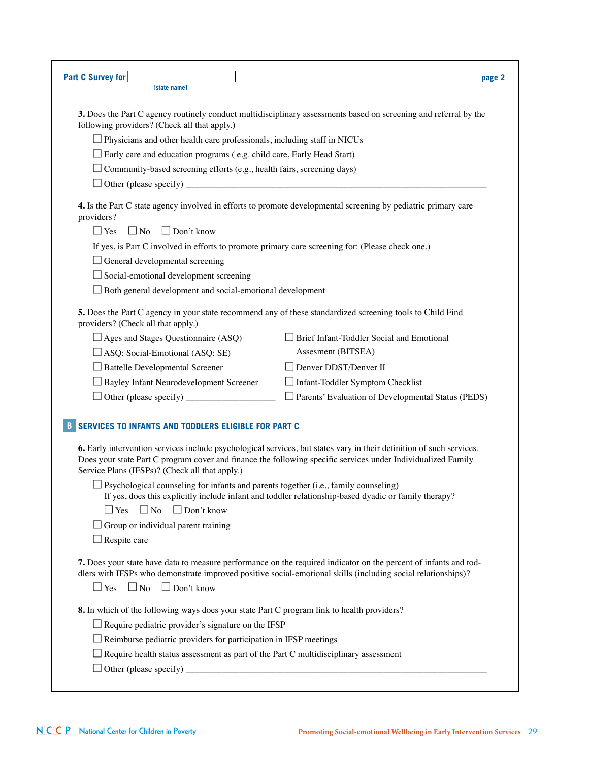**Part C Survey for** ____________________
[state name]

**3.** Does the Part C agency routinely conduct multidisciplinary assessments based on screening and referral by the following providers? (Check all that apply.)

- ☐ Physicians and other health care professionals, including staff in NICUs
- ☐ Early care and education programs ( e.g. child care, Early Head Start)
- ☐ Community-based screening efforts (e.g., health fairs, screening days)
- ☐ Other (please specify) ____________________

**4.** Is the Part C state agency involved in efforts to promote developmental screening by pediatric primary care providers?

☐ Yes ☐ No ☐ Don't know

If yes, is Part C involved in efforts to promote primary care screening for: (Please check one.)

- ☐ General developmental screening
- ☐ Social-emotional development screening
- ☐ Both general development and social-emotional development

**5.** Does the Part C agency in your state recommend any of these standardized screening tools to Child Find providers? (Check all that apply.)

- ☐ Ages and Stages Questionnaire (ASQ)
- ☐ ASQ: Social-Emotional (ASQ: SE)
- ☐ Battelle Developmental Screener
- ☐ Bayley Infant Neurodevelopment Screener
- ☐ Other (please specify) ____________________
- ☐ Brief Infant-Toddler Social and Emotional Assesment (BITSEA)
- ☐ Denver DDST/Denver II
- ☐ Infant-Toddler Symptom Checklist
- ☐ Parents' Evaluation of Developmental Status (PEDS)

## B SERVICES TO INFANTS AND TODDLERS ELIGIBLE FOR PART C

**6.** Early intervention services include psychological services, but states vary in their definition of such services. Does your state Part C program cover and finance the following specific services under Individualized Family Service Plans (IFSPs)? (Check all that apply.)

- ☐ Psychological counseling for infants and parents together (i.e., family counseling)
  If yes, does this explicitly include infant and toddler relationship-based dyadic or family therapy?
  ☐ Yes ☐ No ☐ Don't know
- ☐ Group or individual parent training
- ☐ Respite care

**7.** Does your state have data to measure performance on the required indicator on the percent of infants and toddlers with IFSPs who demonstrate improved positive social-emotional skills (including social relationships)?

☐ Yes ☐ No ☐ Don't know

**8.** In which of the following ways does your state Part C program link to health providers?

- ☐ Require pediatric provider's signature on the IFSP
- ☐ Reimburse pediatric providers for participation in IFSP meetings
- ☐ Require health status assessment as part of the Part C multidisciplinary assessment
- ☐ Other (please specify) ____________________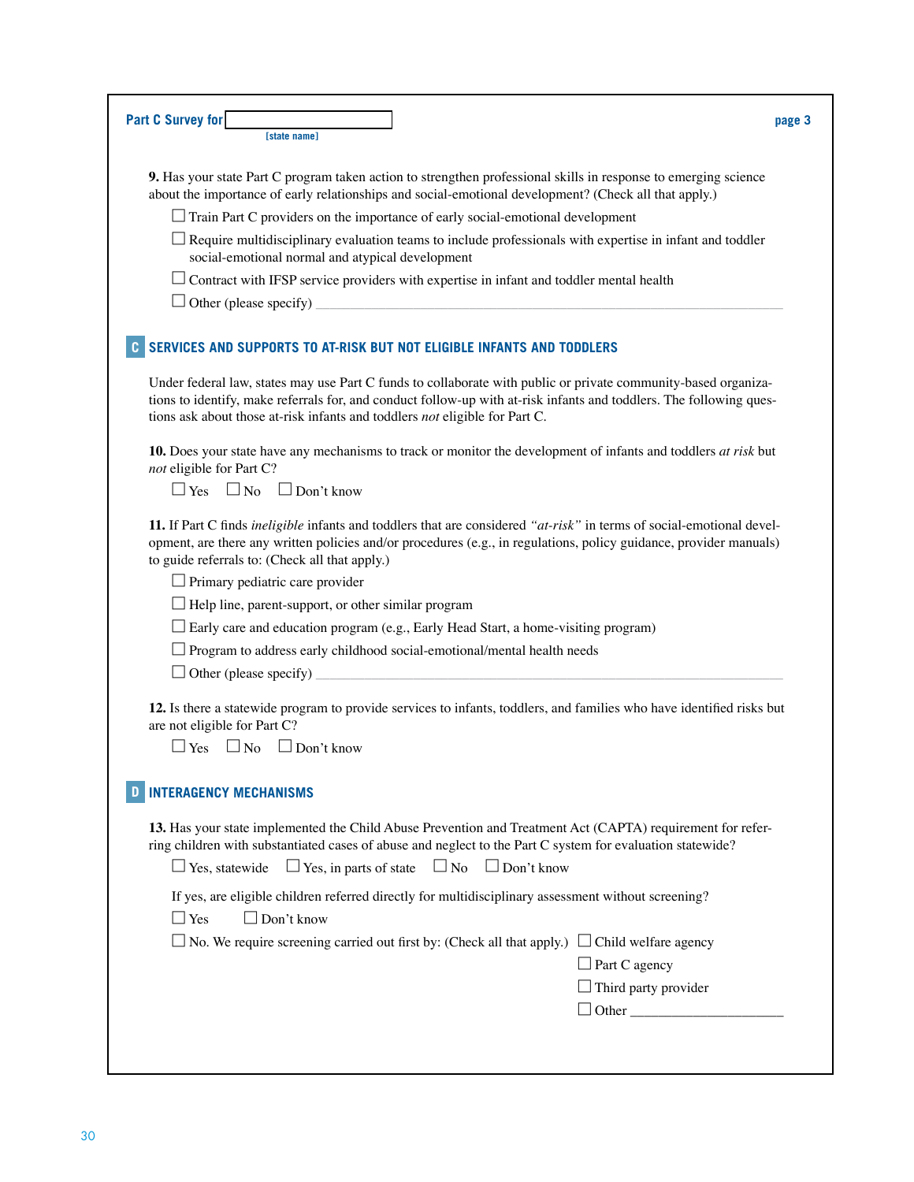**Part C Survey for** ____________ [state name]

**9.** Has your state Part C program taken action to strengthen professional skills in response to emerging science about the importance of early relationships and social-emotional development? (Check all that apply.)

- ☐ Train Part C providers on the importance of early social-emotional development
- ☐ Require multidisciplinary evaluation teams to include professionals with expertise in infant and toddler social-emotional normal and atypical development
- ☐ Contract with IFSP service providers with expertise in infant and toddler mental health
- ☐ Other (please specify) ____________________

## C SERVICES AND SUPPORTS TO AT-RISK BUT NOT ELIGIBLE INFANTS AND TODDLERS

Under federal law, states may use Part C funds to collaborate with public or private community-based organizations to identify, make referrals for, and conduct follow-up with at-risk infants and toddlers. The following questions ask about those at-risk infants and toddlers *not* eligible for Part C.

**10.** Does your state have any mechanisms to track or monitor the development of infants and toddlers *at risk* but *not* eligible for Part C?

☐ Yes ☐ No ☐ Don't know

**11.** If Part C finds *ineligible* infants and toddlers that are considered *"at-risk"* in terms of social-emotional development, are there any written policies and/or procedures (e.g., in regulations, policy guidance, provider manuals) to guide referrals to: (Check all that apply.)

- ☐ Primary pediatric care provider
- ☐ Help line, parent-support, or other similar program
- ☐ Early care and education program (e.g., Early Head Start, a home-visiting program)
- ☐ Program to address early childhood social-emotional/mental health needs
- ☐ Other (please specify) ____________________

**12.** Is there a statewide program to provide services to infants, toddlers, and families who have identified risks but are not eligible for Part C?

☐ Yes ☐ No ☐ Don't know

## D INTERAGENCY MECHANISMS

**13.** Has your state implemented the Child Abuse Prevention and Treatment Act (CAPTA) requirement for referring children with substantiated cases of abuse and neglect to the Part C system for evaluation statewide?

☐ Yes, statewide ☐ Yes, in parts of state ☐ No ☐ Don't know

If yes, are eligible children referred directly for multidisciplinary assessment without screening?

☐ Yes ☐ Don't know

☐ No. We require screening carried out first by: (Check all that apply.)

- ☐ Child welfare agency
- ☐ Part C agency
- ☐ Third party provider
- ☐ Other ____________________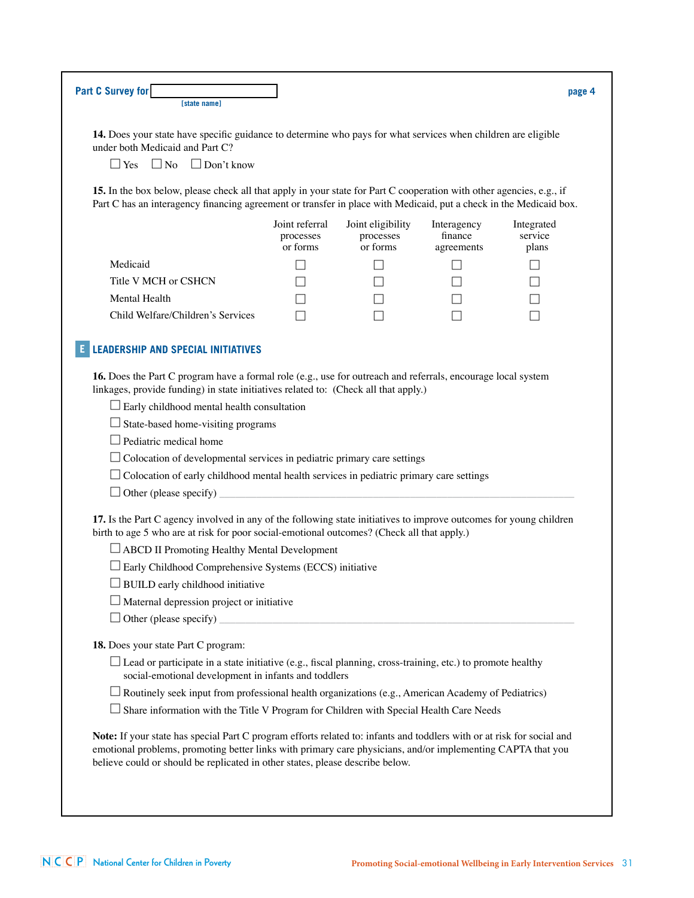Part C Survey for ____________ [state name]

**14.** Does your state have specific guidance to determine who pays for what services when children are eligible under both Medicaid and Part C?

☐ Yes ☐ No ☐ Don't know

**15.** In the box below, please check all that apply in your state for Part C cooperation with other agencies, e.g., if Part C has an interagency financing agreement or transfer in place with Medicaid, put a check in the Medicaid box.

| | Joint referral processes or forms | Joint eligibility processes or forms | Interagency finance agreements | Integrated service plans |
|---|---|---|---|---|
| Medicaid | ☐ | ☐ | ☐ | ☐ |
| Title V MCH or CSHCN | ☐ | ☐ | ☐ | ☐ |
| Mental Health | ☐ | ☐ | ☐ | ☐ |
| Child Welfare/Children's Services | ☐ | ☐ | ☐ | ☐ |

## E LEADERSHIP AND SPECIAL INITIATIVES

**16.** Does the Part C program have a formal role (e.g., use for outreach and referrals, encourage local system linkages, provide funding) in state initiatives related to: (Check all that apply.)

☐ Early childhood mental health consultation
☐ State-based home-visiting programs
☐ Pediatric medical home
☐ Colocation of developmental services in pediatric primary care settings
☐ Colocation of early childhood mental health services in pediatric primary care settings
☐ Other (please specify) ____________

**17.** Is the Part C agency involved in any of the following state initiatives to improve outcomes for young children birth to age 5 who are at risk for poor social-emotional outcomes? (Check all that apply.)

☐ ABCD II Promoting Healthy Mental Development
☐ Early Childhood Comprehensive Systems (ECCS) initiative
☐ BUILD early childhood initiative
☐ Maternal depression project or initiative
☐ Other (please specify) ____________

**18.** Does your state Part C program:

☐ Lead or participate in a state initiative (e.g., fiscal planning, cross-training, etc.) to promote healthy social-emotional development in infants and toddlers
☐ Routinely seek input from professional health organizations (e.g., American Academy of Pediatrics)
☐ Share information with the Title V Program for Children with Special Health Care Needs

**Note:** If your state has special Part C program efforts related to: infants and toddlers with or at risk for social and emotional problems, promoting better links with primary care physicians, and/or implementing CAPTA that you believe could or should be replicated in other states, please describe below.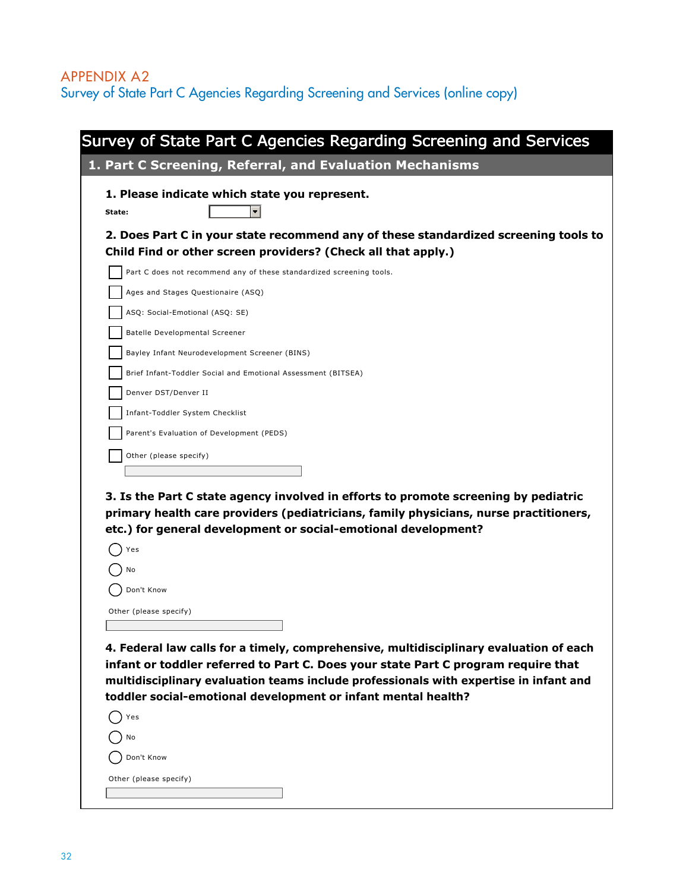# APPENDIX A2

## Survey of State Part C Agencies Regarding Screening and Services (online copy)

## Survey of State Part C Agencies Regarding Screening and Services

### 1. Part C Screening, Referral, and Evaluation Mechanisms

**1. Please indicate which state you represent.**

**State:** ☐

**2. Does Part C in your state recommend any of these standardized screening tools to Child Find or other screen providers? (Check all that apply.)**

- ☐ Part C does not recommend any of these standardized screening tools.
- ☐ Ages and Stages Questionaire (ASQ)
- ☐ ASQ: Social-Emotional (ASQ: SE)
- ☐ Batelle Developmental Screener
- ☐ Bayley Infant Neurodevelopment Screener (BINS)
- ☐ Brief Infant-Toddler Social and Emotional Assessment (BITSEA)
- ☐ Denver DST/Denver II
- ☐ Infant-Toddler System Checklist
- ☐ Parent's Evaluation of Development (PEDS)
- ☐ Other (please specify)

______________________

**3. Is the Part C state agency involved in efforts to promote screening by pediatric primary health care providers (pediatricians, family physicians, nurse practitioners, etc.) for general development or social-emotional development?**

- ◯ Yes
- ◯ No
- ◯ Don't Know

Other (please specify)

______________________

**4. Federal law calls for a timely, comprehensive, multidisciplinary evaluation of each infant or toddler referred to Part C. Does your state Part C program require that multidisciplinary evaluation teams include professionals with expertise in infant and toddler social-emotional development or infant mental health?**

- ◯ Yes
- ◯ No
- ◯ Don't Know

Other (please specify)

______________________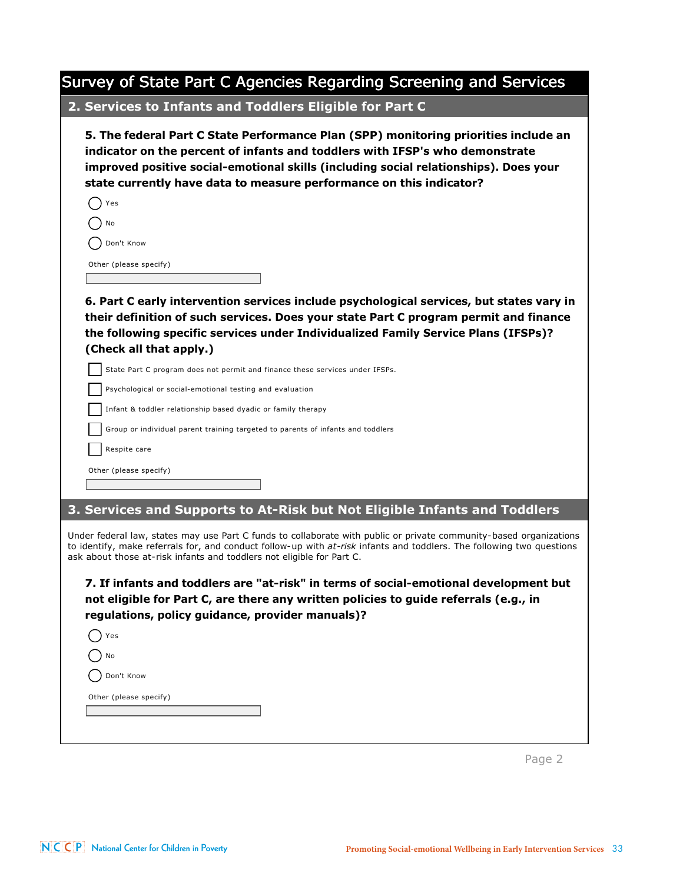# Survey of State Part C Agencies Regarding Screening and Services

## 2. Services to Infants and Toddlers Eligible for Part C

**5. The federal Part C State Performance Plan (SPP) monitoring priorities include an indicator on the percent of infants and toddlers with IFSP's who demonstrate improved positive social-emotional skills (including social relationships). Does your state currently have data to measure performance on this indicator?**

- ◯ Yes
- ◯ No
- ◯ Don't Know

Other (please specify)

**6. Part C early intervention services include psychological services, but states vary in their definition of such services. Does your state Part C program permit and finance the following specific services under Individualized Family Service Plans (IFSPs)? (Check all that apply.)**

- ☐ State Part C program does not permit and finance these services under IFSPs.
- ☐ Psychological or social-emotional testing and evaluation
- ☐ Infant & toddler relationship based dyadic or family therapy
- ☐ Group or individual parent training targeted to parents of infants and toddlers
- ☐ Respite care

Other (please specify)

## 3. Services and Supports to At-Risk but Not Eligible Infants and Toddlers

Under federal law, states may use Part C funds to collaborate with public or private community-based organizations to identify, make referrals for, and conduct follow-up with *at-risk* infants and toddlers. The following two questions ask about those at-risk infants and toddlers not eligible for Part C.

**7. If infants and toddlers are "at-risk" in terms of social-emotional development but not eligible for Part C, are there any written policies to guide referrals (e.g., in regulations, policy guidance, provider manuals)?**

- ◯ Yes
- ◯ No
- ◯ Don't Know

Other (please specify)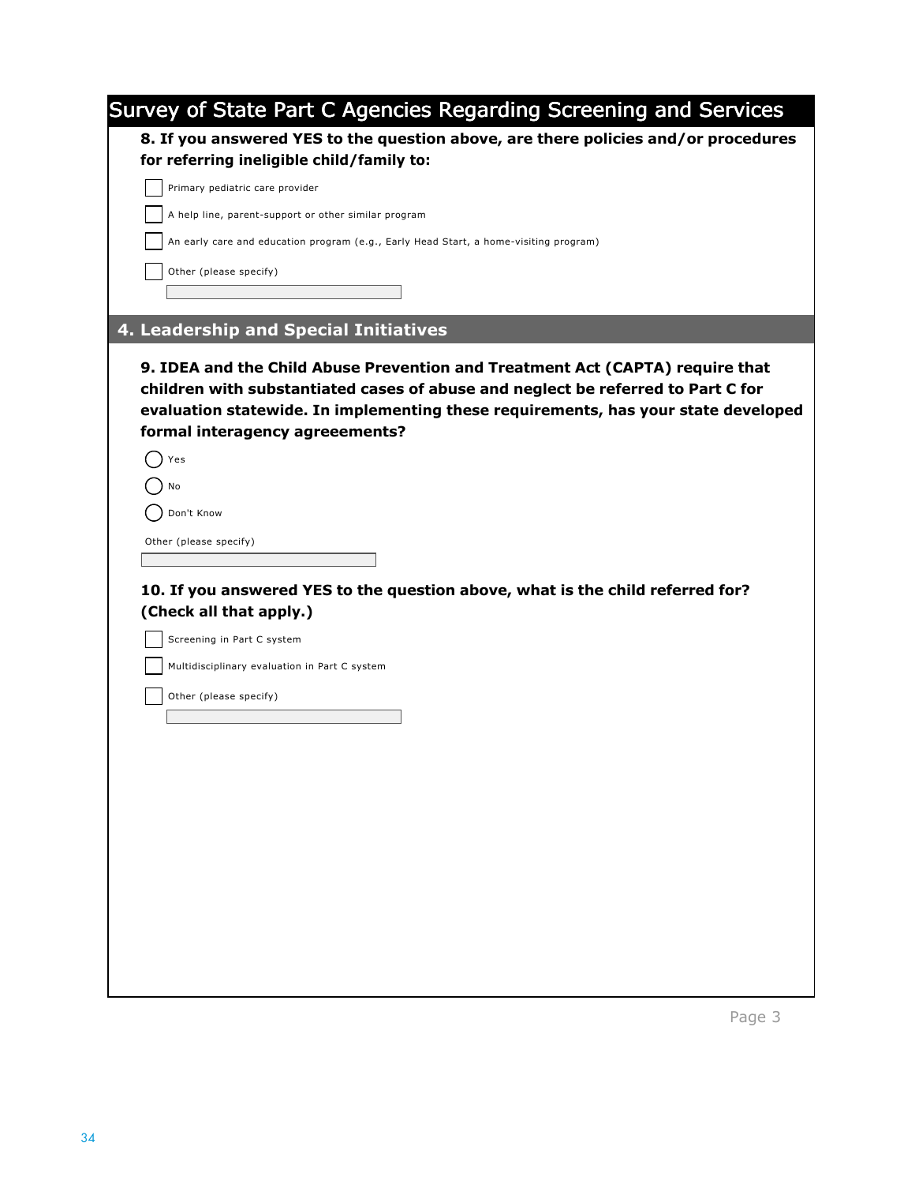## Survey of State Part C Agencies Regarding Screening and Services

**8. If you answered YES to the question above, are there policies and/or procedures for referring ineligible child/family to:**

- [ ] Primary pediatric care provider
- [ ] A help line, parent-support or other similar program
- [ ] An early care and education program (e.g., Early Head Start, a home-visiting program)
- [ ] Other (please specify)

### 4. Leadership and Special Initiatives

**9. IDEA and the Child Abuse Prevention and Treatment Act (CAPTA) require that children with substantiated cases of abuse and neglect be referred to Part C for evaluation statewide. In implementing these requirements, has your state developed formal interagency agreeements?**

- ○ Yes
- ○ No
- ○ Don't Know

Other (please specify)

**10. If you answered YES to the question above, what is the child referred for? (Check all that apply.)**

- [ ] Screening in Part C system
- [ ] Multidisciplinary evaluation in Part C system
- [ ] Other (please specify)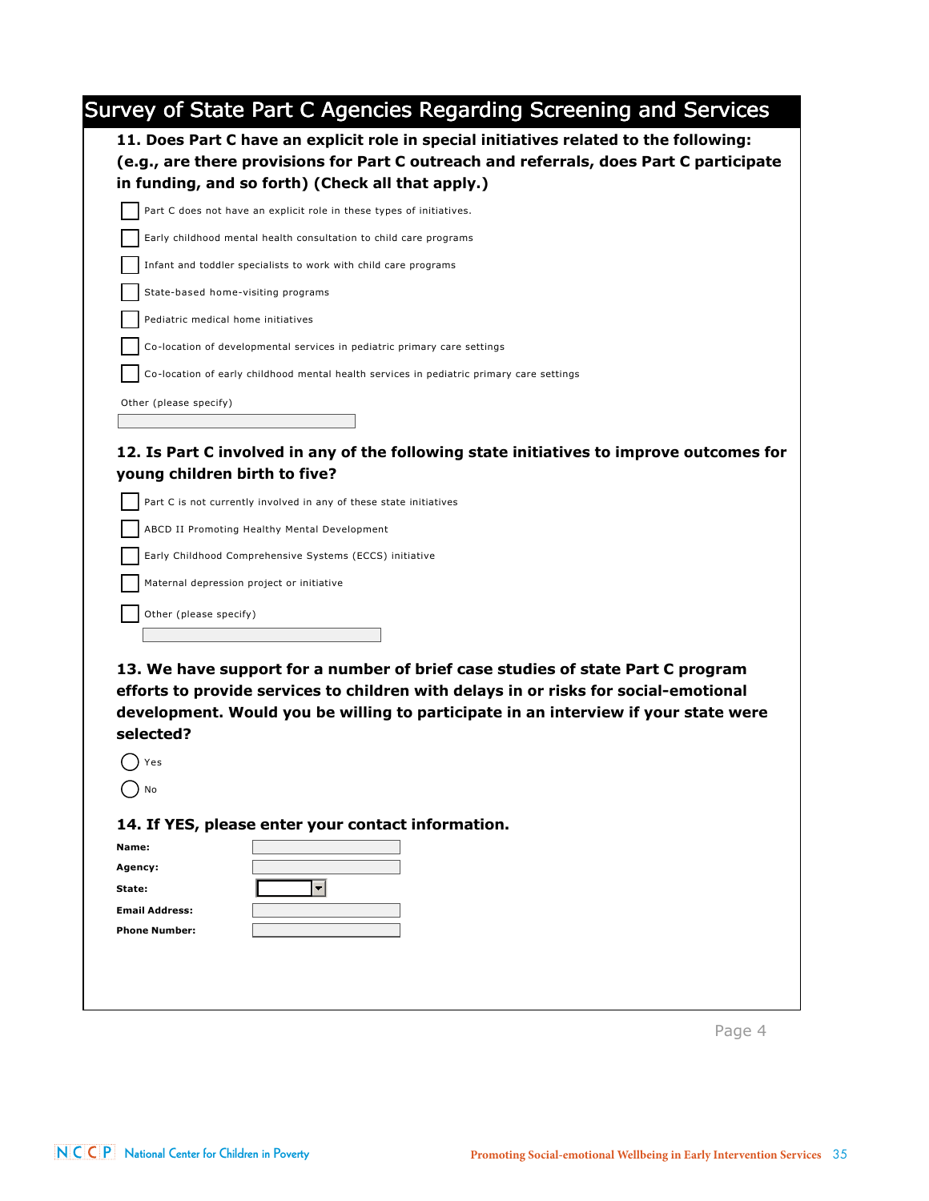# Survey of State Part C Agencies Regarding Screening and Services

**11. Does Part C have an explicit role in special initiatives related to the following: (e.g., are there provisions for Part C outreach and referrals, does Part C participate in funding, and so forth) (Check all that apply.)**

- [ ] Part C does not have an explicit role in these types of initiatives.
- [ ] Early childhood mental health consultation to child care programs
- [ ] Infant and toddler specialists to work with child care programs
- [ ] State-based home-visiting programs
- [ ] Pediatric medical home initiatives
- [ ] Co-location of developmental services in pediatric primary care settings
- [ ] Co-location of early childhood mental health services in pediatric primary care settings

Other (please specify)

\_\_\_\_\_\_\_\_\_\_\_\_\_\_\_\_\_\_\_\_

**12. Is Part C involved in any of the following state initiatives to improve outcomes for young children birth to five?**

- [ ] Part C is not currently involved in any of these state initiatives
- [ ] ABCD II Promoting Healthy Mental Development
- [ ] Early Childhood Comprehensive Systems (ECCS) initiative
- [ ] Maternal depression project or initiative
- [ ] Other (please specify)

\_\_\_\_\_\_\_\_\_\_\_\_\_\_\_\_\_\_\_\_

**13. We have support for a number of brief case studies of state Part C program efforts to provide services to children with delays in or risks for social-emotional development. Would you be willing to participate in an interview if your state were selected?**

- ◯ Yes
- ◯ No

**14. If YES, please enter your contact information.**

**Name:** \_\_\_\_\_\_\_\_\_\_\_\_\_\_\_\_\_\_\_\_

**Agency:** \_\_\_\_\_\_\_\_\_\_\_\_\_\_\_\_\_\_\_\_

**State:** \_\_\_\_\_\_\_\_\_\_\_\_\_\_\_\_\_\_\_\_

**Email Address:** \_\_\_\_\_\_\_\_\_\_\_\_\_\_\_\_\_\_\_\_

**Phone Number:** \_\_\_\_\_\_\_\_\_\_\_\_\_\_\_\_\_\_\_\_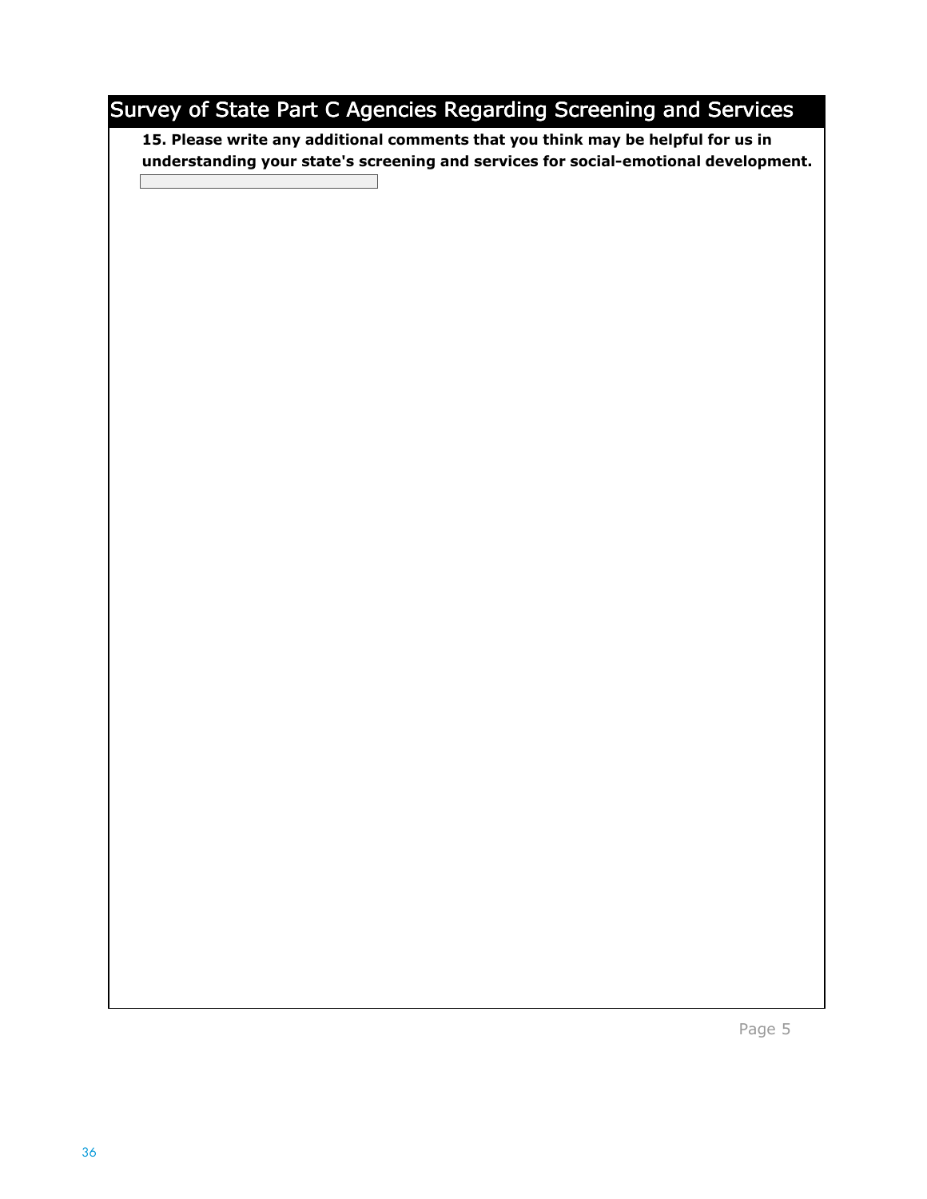# Survey of State Part C Agencies Regarding Screening and Services

**15. Please write any additional comments that you think may be helpful for us in understanding your state's screening and services for social-emotional development.**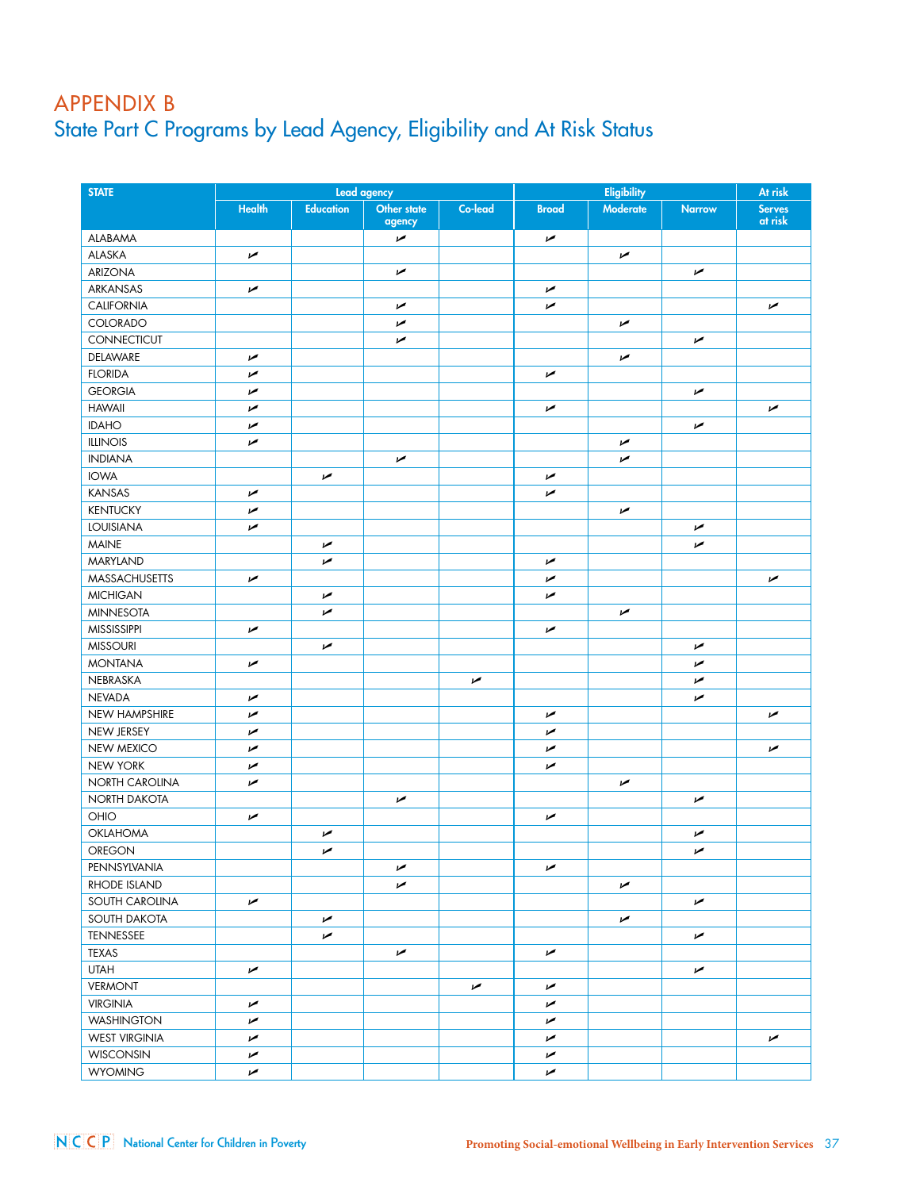# APPENDIX B

## State Part C Programs by Lead Agency, Eligibility and At Risk Status

| STATE | Lead agency | | | | Eligibility | | | At risk |
|---|---|---|---|---|---|---|---|---|
| | Health | Education | Other state agency | Co-lead | Broad | Moderate | Narrow | Serves at risk |
| ALABAMA | | | ✓ | | ✓ | | | |
| ALASKA | ✓ | | | | | ✓ | | |
| ARIZONA | | | ✓ | | | | ✓ | |
| ARKANSAS | ✓ | | | | ✓ | | | |
| CALIFORNIA | | | ✓ | | ✓ | | | ✓ |
| COLORADO | | | ✓ | | | ✓ | | |
| CONNECTICUT | | | ✓ | | | | ✓ | |
| DELAWARE | ✓ | | | | | ✓ | | |
| FLORIDA | ✓ | | | | ✓ | | | |
| GEORGIA | ✓ | | | | | | ✓ | |
| HAWAII | ✓ | | | | ✓ | | | ✓ |
| IDAHO | ✓ | | | | | | ✓ | |
| ILLINOIS | ✓ | | | | | ✓ | | |
| INDIANA | | | ✓ | | | ✓ | | |
| IOWA | | ✓ | | | ✓ | | | |
| KANSAS | ✓ | | | | ✓ | | | |
| KENTUCKY | ✓ | | | | | ✓ | | |
| LOUISIANA | ✓ | | | | | | ✓ | |
| MAINE | | ✓ | | | | | ✓ | |
| MARYLAND | | ✓ | | | ✓ | | | |
| MASSACHUSETTS | ✓ | | | | ✓ | | | ✓ |
| MICHIGAN | | ✓ | | | ✓ | | | |
| MINNESOTA | | ✓ | | | | ✓ | | |
| MISSISSIPPI | ✓ | | | | ✓ | | | |
| MISSOURI | | ✓ | | | | | ✓ | |
| MONTANA | ✓ | | | | | | ✓ | |
| NEBRASKA | | | | ✓ | | | ✓ | |
| NEVADA | ✓ | | | | | | ✓ | |
| NEW HAMPSHIRE | ✓ | | | | ✓ | | | ✓ |
| NEW JERSEY | ✓ | | | | ✓ | | | |
| NEW MEXICO | ✓ | | | | ✓ | | | ✓ |
| NEW YORK | ✓ | | | | ✓ | | | |
| NORTH CAROLINA | ✓ | | | | | ✓ | | |
| NORTH DAKOTA | | | ✓ | | | | ✓ | |
| OHIO | ✓ | | | | ✓ | | | |
| OKLAHOMA | | ✓ | | | | | ✓ | |
| OREGON | | ✓ | | | | | ✓ | |
| PENNSYLVANIA | | | ✓ | | ✓ | | | |
| RHODE ISLAND | | | ✓ | | | ✓ | | |
| SOUTH CAROLINA | ✓ | | | | | | ✓ | |
| SOUTH DAKOTA | | ✓ | | | | ✓ | | |
| TENNESSEE | | ✓ | | | | | ✓ | |
| TEXAS | | | ✓ | | ✓ | | | |
| UTAH | ✓ | | | | | | ✓ | |
| VERMONT | | | | ✓ | ✓ | | | |
| VIRGINIA | ✓ | | | | ✓ | | | |
| WASHINGTON | ✓ | | | | ✓ | | | |
| WEST VIRGINIA | ✓ | | | | ✓ | | | ✓ |
| WISCONSIN | ✓ | | | | ✓ | | | |
| WYOMING | ✓ | | | | ✓ | | | |